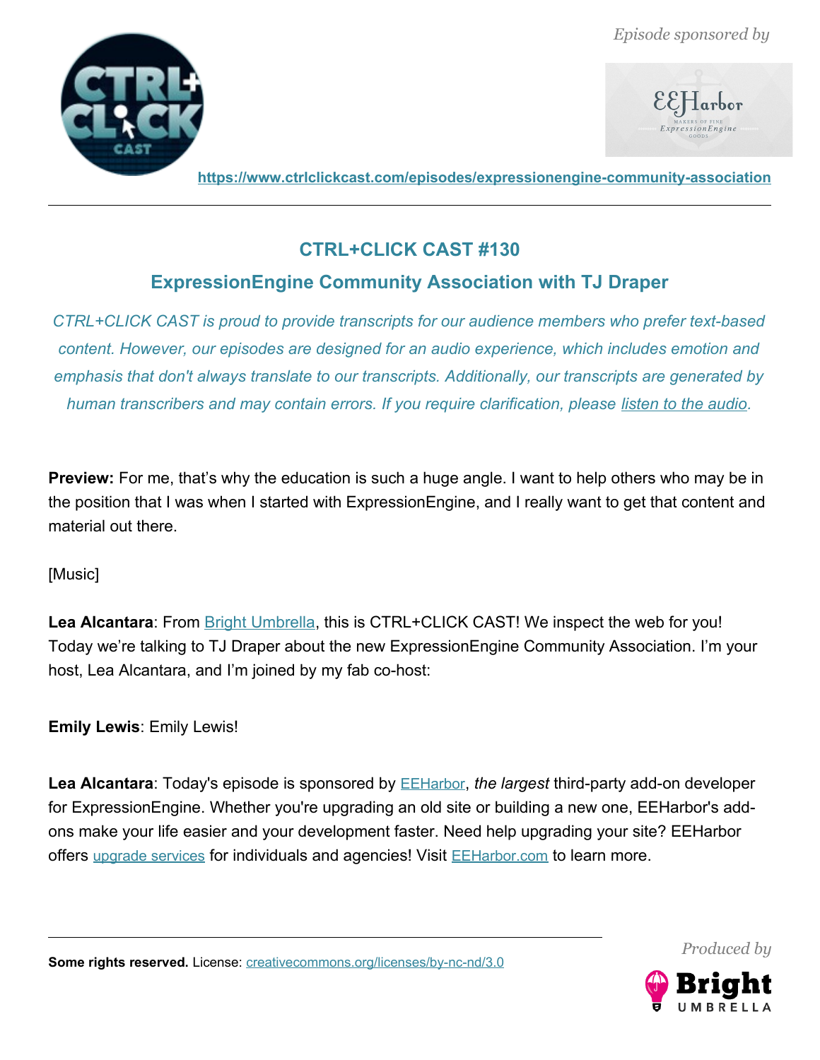*Episode sponsored by*

https://www.ctrlclickcast.com/episodes/expressionengine-community-association

## CTRL+CLICK CAST #130

## ExpressionEngine Community Association with TJ Draper

*CTRL+CLICK CAST is proud to provide transcripts for our audience members who prefer text-based content. However, our episodes are designed for an audio experience, which includes emotion and emphasis that don't always translate to our transcripts. Additionally, our transcripts are generated by human transcribers and may contain errors. If you require clarification, please listen to the audio.*

**Preview:** For me, that's why the education is such a huge angle. I want to help others who may be in the position that I was when I started with ExpressionEngine, and I really want to get that content and material out there.

[Music]

**Lea Alcantara**: From Bright Umbrella, this is CTRL+CLICK CAST! We inspect the web for you! Today we're talking to TJ Draper about the new ExpressionEngine Community Association. I'm your host, Lea Alcantara, and I'm joined by my fab co-host:

**Emily Lewis**: Emily Lewis!

**Lea Alcantara**: Today's episode is sponsored by EEHarbor, *the largest* third-party add-on developer for ExpressionEngine. Whether you're upgrading an old site or building a new one, EEHarbor's add-ons make your life easier and your development faster. Need help upgrading your site? EEHarbor offers upgrade services for individuals and agencies! Visit EEHarbor.com to learn more.

**Some rights reserved.** License: creativecommons.org/licenses/by-nc-nd/3.0

*Produced by*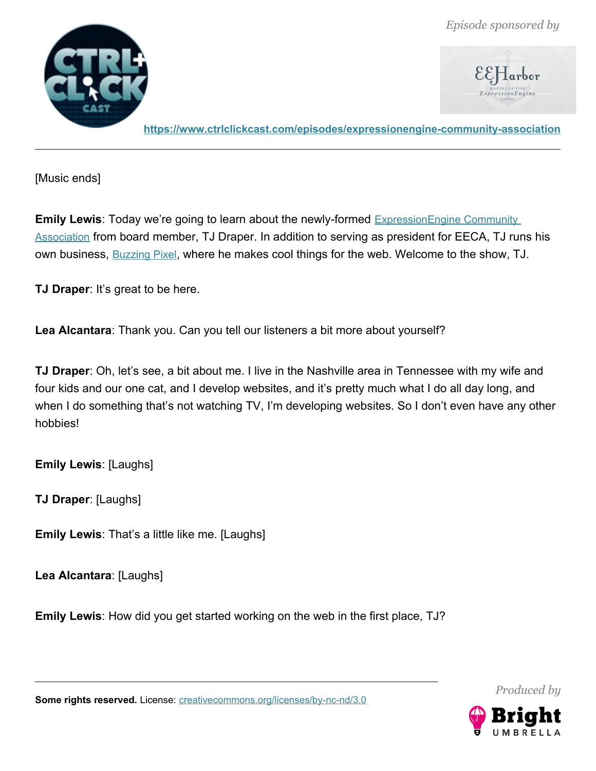[Music ends]

**Emily Lewis**: Today we're going to learn about the newly-formed [ExpressionEngine Community Association](#) from board member, TJ Draper. In addition to serving as president for EECA, TJ runs his own business, [Buzzing Pixel](#), where he makes cool things for the web. Welcome to the show, TJ.

**TJ Draper**: It's great to be here.

**Lea Alcantara**: Thank you. Can you tell our listeners a bit more about yourself?

**TJ Draper**: Oh, let's see, a bit about me. I live in the Nashville area in Tennessee with my wife and four kids and our one cat, and I develop websites, and it's pretty much what I do all day long, and when I do something that's not watching TV, I'm developing websites. So I don't even have any other hobbies!

**Emily Lewis**: [Laughs]

**TJ Draper**: [Laughs]

**Emily Lewis**: That's a little like me. [Laughs]

**Lea Alcantara**: [Laughs]

**Emily Lewis**: How did you get started working on the web in the first place, TJ?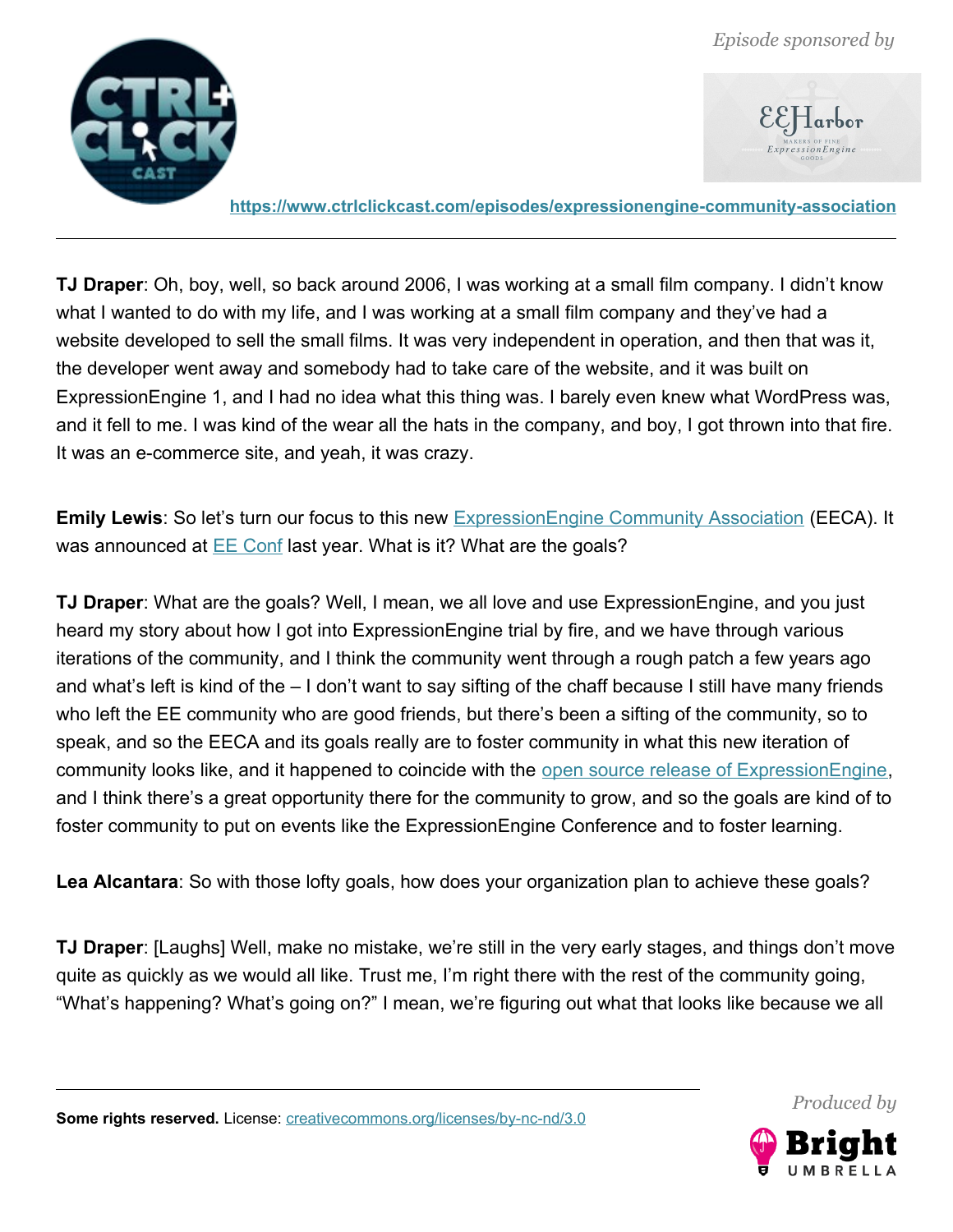**TJ Draper**: Oh, boy, well, so back around 2006, I was working at a small film company. I didn't know what I wanted to do with my life, and I was working at a small film company and they've had a website developed to sell the small films. It was very independent in operation, and then that was it, the developer went away and somebody had to take care of the website, and it was built on ExpressionEngine 1, and I had no idea what this thing was. I barely even knew what WordPress was, and it fell to me. I was kind of the wear all the hats in the company, and boy, I got thrown into that fire. It was an e-commerce site, and yeah, it was crazy.

**Emily Lewis**: So let's turn our focus to this new ExpressionEngine Community Association (EECA). It was announced at EE Conf last year. What is it? What are the goals?

**TJ Draper**: What are the goals? Well, I mean, we all love and use ExpressionEngine, and you just heard my story about how I got into ExpressionEngine trial by fire, and we have through various iterations of the community, and I think the community went through a rough patch a few years ago and what's left is kind of the – I don't want to say sifting of the chaff because I still have many friends who left the EE community who are good friends, but there's been a sifting of the community, so to speak, and so the EECA and its goals really are to foster community in what this new iteration of community looks like, and it happened to coincide with the open source release of ExpressionEngine, and I think there's a great opportunity there for the community to grow, and so the goals are kind of to foster community to put on events like the ExpressionEngine Conference and to foster learning.

**Lea Alcantara**: So with those lofty goals, how does your organization plan to achieve these goals?

**TJ Draper**: [Laughs] Well, make no mistake, we're still in the very early stages, and things don't move quite as quickly as we would all like. Trust me, I'm right there with the rest of the community going, "What's happening? What's going on?" I mean, we're figuring out what that looks like because we all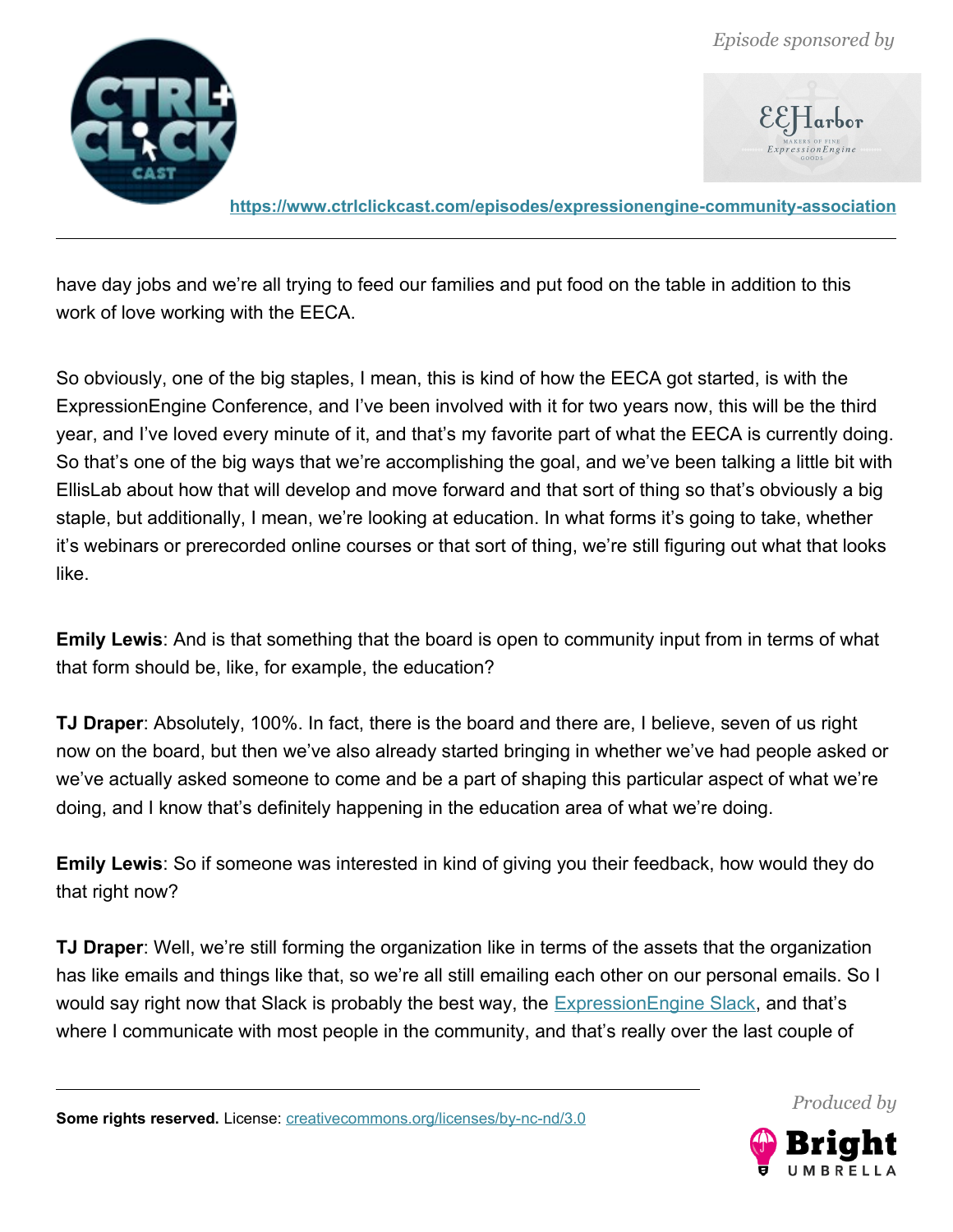have day jobs and we're all trying to feed our families and put food on the table in addition to this work of love working with the EECA.

So obviously, one of the big staples, I mean, this is kind of how the EECA got started, is with the ExpressionEngine Conference, and I've been involved with it for two years now, this will be the third year, and I've loved every minute of it, and that's my favorite part of what the EECA is currently doing. So that's one of the big ways that we're accomplishing the goal, and we've been talking a little bit with EllisLab about how that will develop and move forward and that sort of thing so that's obviously a big staple, but additionally, I mean, we're looking at education. In what forms it's going to take, whether it's webinars or prerecorded online courses or that sort of thing, we're still figuring out what that looks like.

**Emily Lewis**: And is that something that the board is open to community input from in terms of what that form should be, like, for example, the education?

**TJ Draper**: Absolutely, 100%. In fact, there is the board and there are, I believe, seven of us right now on the board, but then we've also already started bringing in whether we've had people asked or we've actually asked someone to come and be a part of shaping this particular aspect of what we're doing, and I know that's definitely happening in the education area of what we're doing.

**Emily Lewis**: So if someone was interested in kind of giving you their feedback, how would they do that right now?

**TJ Draper**: Well, we're still forming the organization like in terms of the assets that the organization has like emails and things like that, so we're all still emailing each other on our personal emails. So I would say right now that Slack is probably the best way, the [ExpressionEngine Slack](), and that's where I communicate with most people in the community, and that's really over the last couple of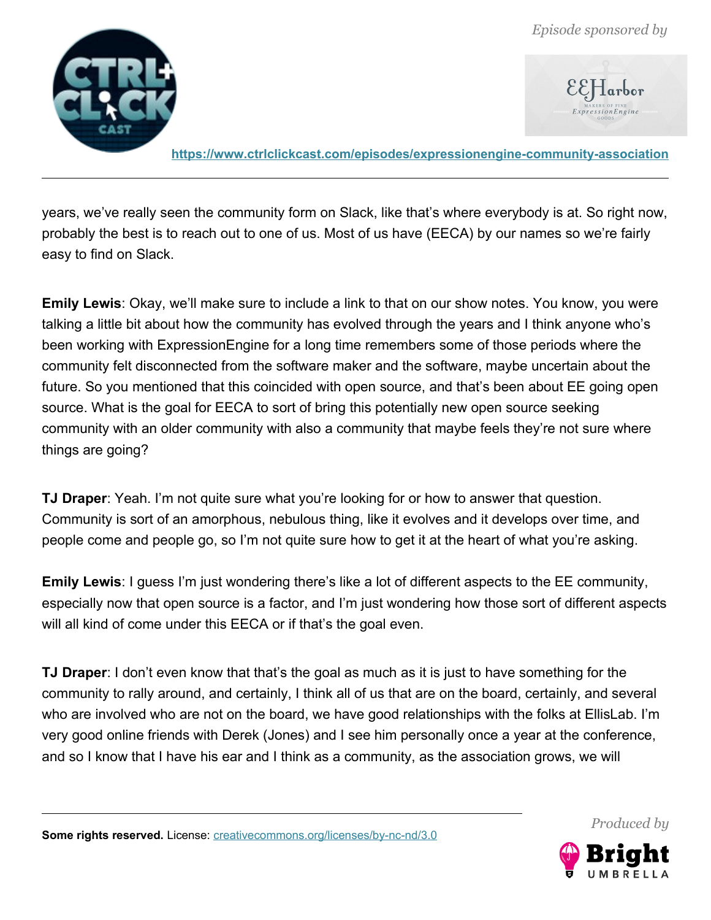years, we've really seen the community form on Slack, like that's where everybody is at. So right now, probably the best is to reach out to one of us. Most of us have (EECA) by our names so we're fairly easy to find on Slack.

**Emily Lewis**: Okay, we'll make sure to include a link to that on our show notes. You know, you were talking a little bit about how the community has evolved through the years and I think anyone who's been working with ExpressionEngine for a long time remembers some of those periods where the community felt disconnected from the software maker and the software, maybe uncertain about the future. So you mentioned that this coincided with open source, and that's been about EE going open source. What is the goal for EECA to sort of bring this potentially new open source seeking community with an older community with also a community that maybe feels they're not sure where things are going?

**TJ Draper**: Yeah. I'm not quite sure what you're looking for or how to answer that question. Community is sort of an amorphous, nebulous thing, like it evolves and it develops over time, and people come and people go, so I'm not quite sure how to get it at the heart of what you're asking.

**Emily Lewis**: I guess I'm just wondering there's like a lot of different aspects to the EE community, especially now that open source is a factor, and I'm just wondering how those sort of different aspects will all kind of come under this EECA or if that's the goal even.

**TJ Draper**: I don't even know that that's the goal as much as it is just to have something for the community to rally around, and certainly, I think all of us that are on the board, certainly, and several who are involved who are not on the board, we have good relationships with the folks at EllisLab. I'm very good online friends with Derek (Jones) and I see him personally once a year at the conference, and so I know that I have his ear and I think as a community, as the association grows, we will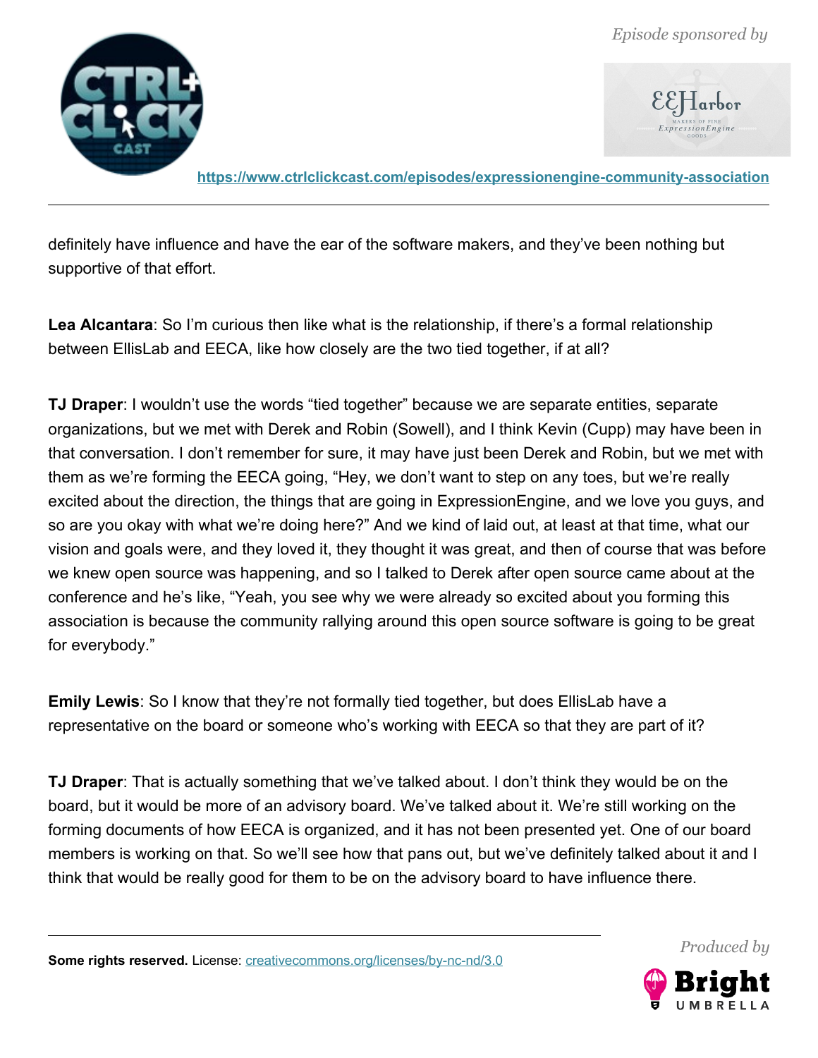definitely have influence and have the ear of the software makers, and they've been nothing but supportive of that effort.

**Lea Alcantara**: So I'm curious then like what is the relationship, if there's a formal relationship between EllisLab and EECA, like how closely are the two tied together, if at all?

**TJ Draper**: I wouldn't use the words "tied together" because we are separate entities, separate organizations, but we met with Derek and Robin (Sowell), and I think Kevin (Cupp) may have been in that conversation. I don't remember for sure, it may have just been Derek and Robin, but we met with them as we're forming the EECA going, "Hey, we don't want to step on any toes, but we're really excited about the direction, the things that are going in ExpressionEngine, and we love you guys, and so are you okay with what we're doing here?" And we kind of laid out, at least at that time, what our vision and goals were, and they loved it, they thought it was great, and then of course that was before we knew open source was happening, and so I talked to Derek after open source came about at the conference and he's like, "Yeah, you see why we were already so excited about you forming this association is because the community rallying around this open source software is going to be great for everybody."

**Emily Lewis**: So I know that they're not formally tied together, but does EllisLab have a representative on the board or someone who's working with EECA so that they are part of it?

**TJ Draper**: That is actually something that we've talked about. I don't think they would be on the board, but it would be more of an advisory board. We've talked about it. We're still working on the forming documents of how EECA is organized, and it has not been presented yet. One of our board members is working on that. So we'll see how that pans out, but we've definitely talked about it and I think that would be really good for them to be on the advisory board to have influence there.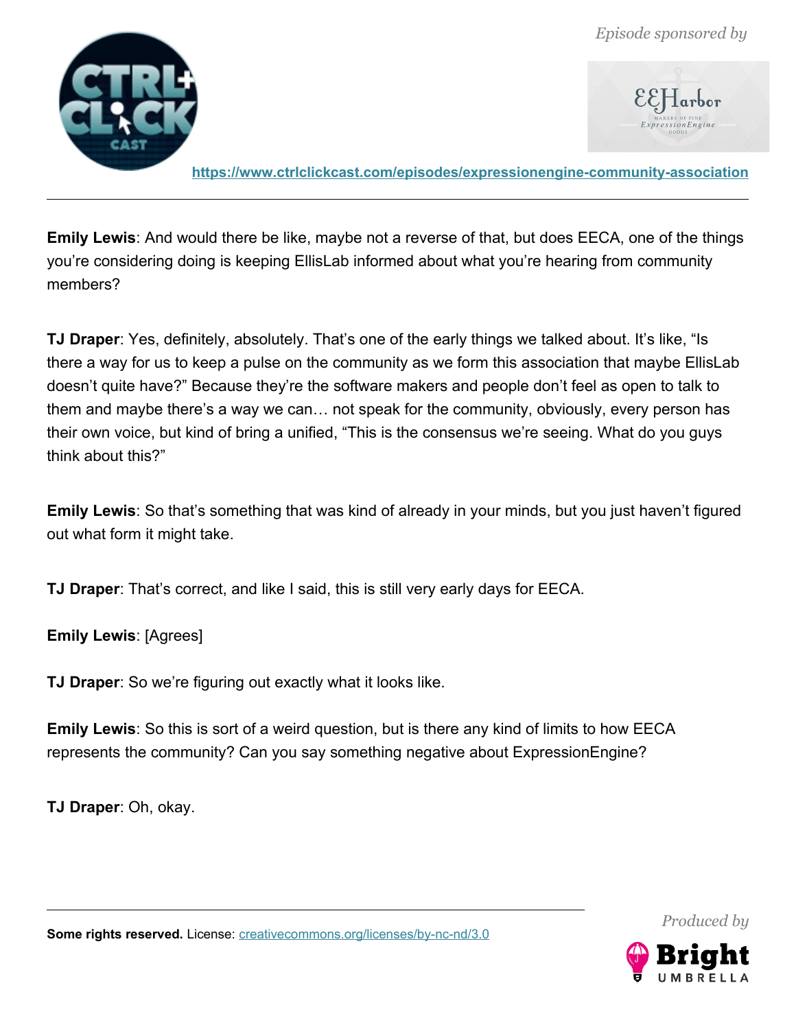**Emily Lewis**: And would there be like, maybe not a reverse of that, but does EECA, one of the things you're considering doing is keeping EllisLab informed about what you're hearing from community members?

**TJ Draper**: Yes, definitely, absolutely. That's one of the early things we talked about. It's like, "Is there a way for us to keep a pulse on the community as we form this association that maybe EllisLab doesn't quite have?" Because they're the software makers and people don't feel as open to talk to them and maybe there's a way we can… not speak for the community, obviously, every person has their own voice, but kind of bring a unified, "This is the consensus we're seeing. What do you guys think about this?"

**Emily Lewis**: So that's something that was kind of already in your minds, but you just haven't figured out what form it might take.

**TJ Draper**: That's correct, and like I said, this is still very early days for EECA.

**Emily Lewis**: [Agrees]

**TJ Draper**: So we're figuring out exactly what it looks like.

**Emily Lewis**: So this is sort of a weird question, but is there any kind of limits to how EECA represents the community? Can you say something negative about ExpressionEngine?

**TJ Draper**: Oh, okay.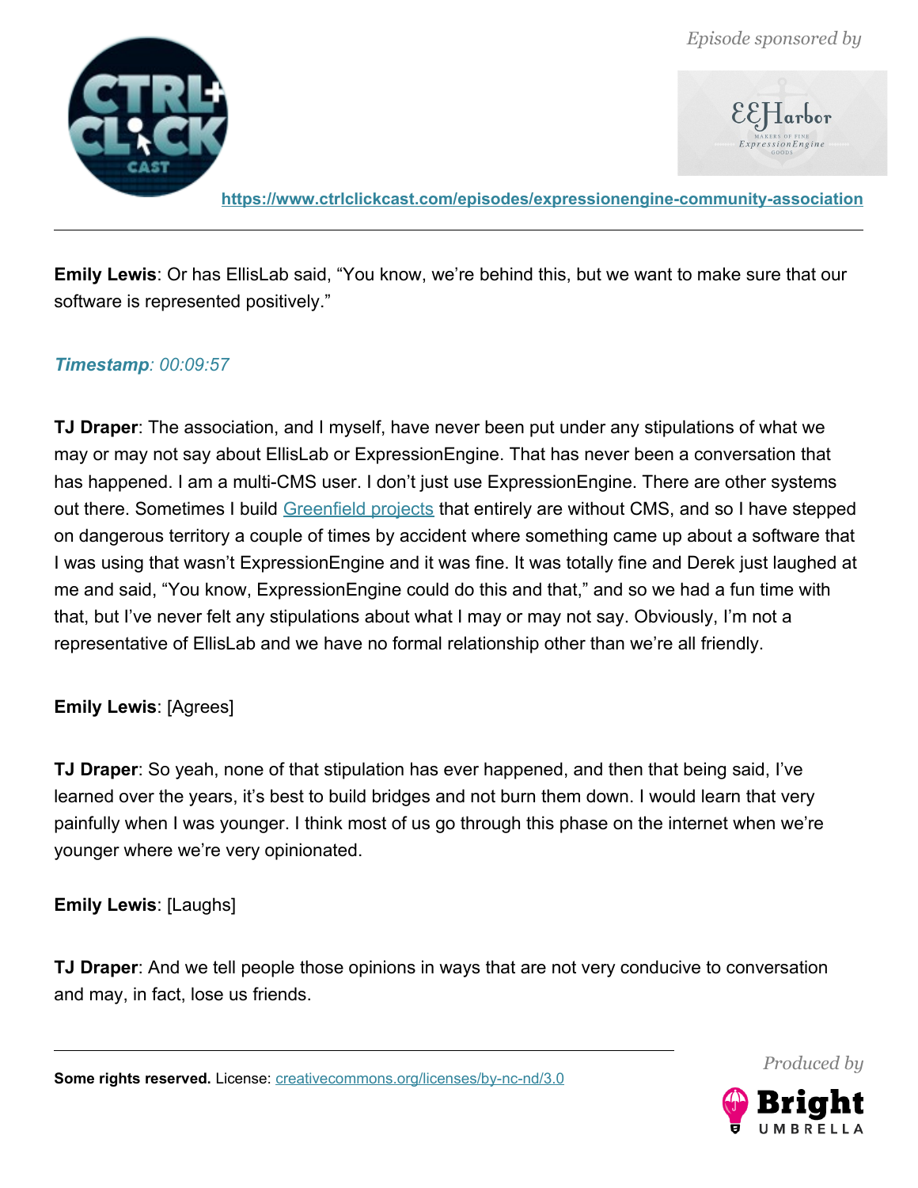**Emily Lewis**: Or has EllisLab said, "You know, we're behind this, but we want to make sure that our software is represented positively."

***Timestamp**: 00:09:57*

**TJ Draper**: The association, and I myself, have never been put under any stipulations of what we may or may not say about EllisLab or ExpressionEngine. That has never been a conversation that has happened. I am a multi-CMS user. I don't just use ExpressionEngine. There are other systems out there. Sometimes I build Greenfield projects that entirely are without CMS, and so I have stepped on dangerous territory a couple of times by accident where something came up about a software that I was using that wasn't ExpressionEngine and it was fine. It was totally fine and Derek just laughed at me and said, "You know, ExpressionEngine could do this and that," and so we had a fun time with that, but I've never felt any stipulations about what I may or may not say. Obviously, I'm not a representative of EllisLab and we have no formal relationship other than we're all friendly.

**Emily Lewis**: [Agrees]

**TJ Draper**: So yeah, none of that stipulation has ever happened, and then that being said, I've learned over the years, it's best to build bridges and not burn them down. I would learn that very painfully when I was younger. I think most of us go through this phase on the internet when we're younger where we're very opinionated.

**Emily Lewis**: [Laughs]

**TJ Draper**: And we tell people those opinions in ways that are not very conducive to conversation and may, in fact, lose us friends.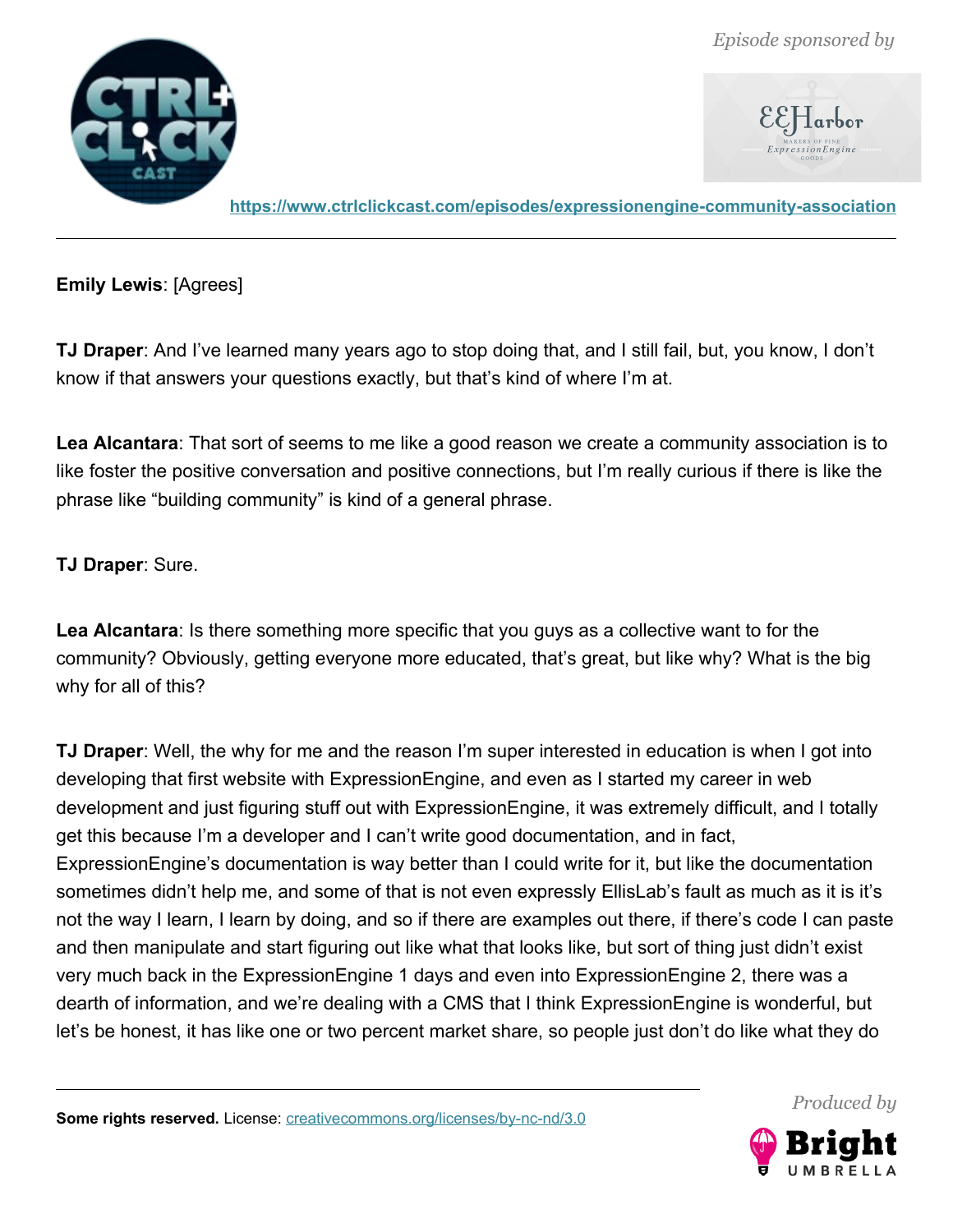**Emily Lewis**: [Agrees]

**TJ Draper**: And I've learned many years ago to stop doing that, and I still fail, but, you know, I don't know if that answers your questions exactly, but that's kind of where I'm at.

**Lea Alcantara**: That sort of seems to me like a good reason we create a community association is to like foster the positive conversation and positive connections, but I'm really curious if there is like the phrase like "building community" is kind of a general phrase.

**TJ Draper**: Sure.

**Lea Alcantara**: Is there something more specific that you guys as a collective want to for the community? Obviously, getting everyone more educated, that's great, but like why? What is the big why for all of this?

**TJ Draper**: Well, the why for me and the reason I'm super interested in education is when I got into developing that first website with ExpressionEngine, and even as I started my career in web development and just figuring stuff out with ExpressionEngine, it was extremely difficult, and I totally get this because I'm a developer and I can't write good documentation, and in fact, ExpressionEngine's documentation is way better than I could write for it, but like the documentation sometimes didn't help me, and some of that is not even expressly EllisLab's fault as much as it is it's not the way I learn, I learn by doing, and so if there are examples out there, if there's code I can paste and then manipulate and start figuring out like what that looks like, but sort of thing just didn't exist very much back in the ExpressionEngine 1 days and even into ExpressionEngine 2, there was a dearth of information, and we're dealing with a CMS that I think ExpressionEngine is wonderful, but let's be honest, it has like one or two percent market share, so people just don't do like what they do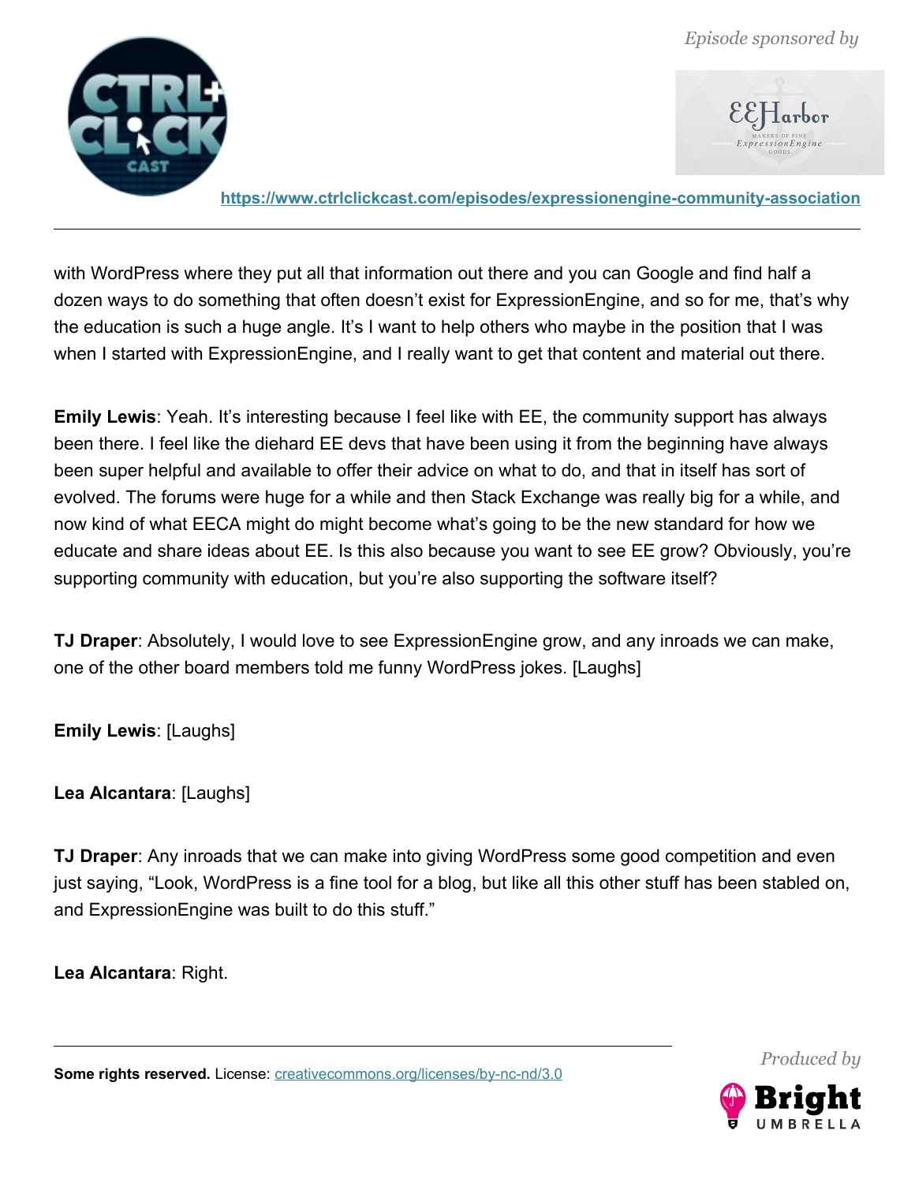with WordPress where they put all that information out there and you can Google and find half a dozen ways to do something that often doesn't exist for ExpressionEngine, and so for me, that's why the education is such a huge angle. It's I want to help others who maybe in the position that I was when I started with ExpressionEngine, and I really want to get that content and material out there.

**Emily Lewis**: Yeah. It's interesting because I feel like with EE, the community support has always been there. I feel like the diehard EE devs that have been using it from the beginning have always been super helpful and available to offer their advice on what to do, and that in itself has sort of evolved. The forums were huge for a while and then Stack Exchange was really big for a while, and now kind of what EECA might do might become what's going to be the new standard for how we educate and share ideas about EE. Is this also because you want to see EE grow? Obviously, you're supporting community with education, but you're also supporting the software itself?

**TJ Draper**: Absolutely, I would love to see ExpressionEngine grow, and any inroads we can make, one of the other board members told me funny WordPress jokes. [Laughs]

**Emily Lewis**: [Laughs]

**Lea Alcantara**: [Laughs]

**TJ Draper**: Any inroads that we can make into giving WordPress some good competition and even just saying, "Look, WordPress is a fine tool for a blog, but like all this other stuff has been stabled on, and ExpressionEngine was built to do this stuff."

**Lea Alcantara**: Right.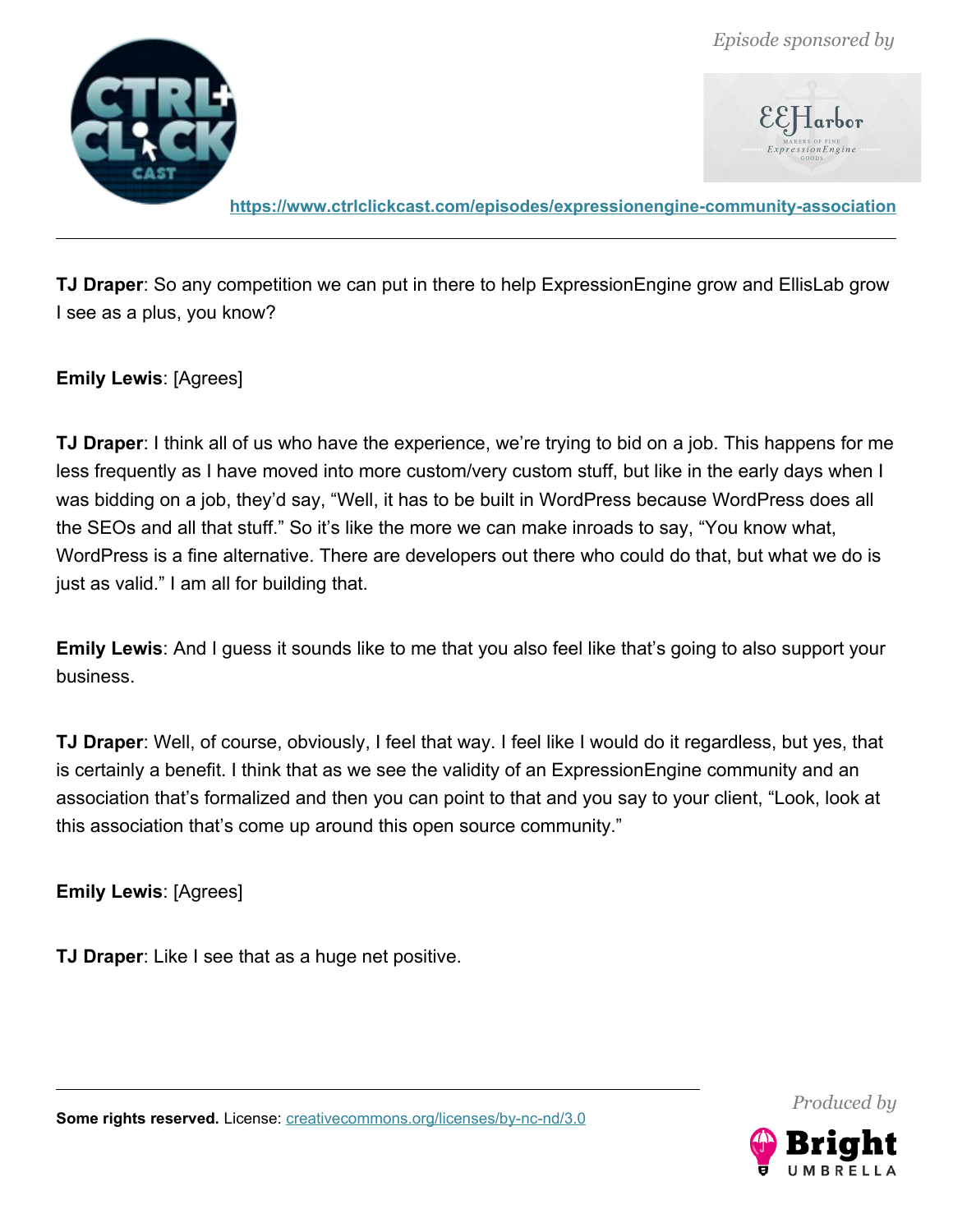**TJ Draper**: So any competition we can put in there to help ExpressionEngine grow and EllisLab grow I see as a plus, you know?

**Emily Lewis**: [Agrees]

**TJ Draper**: I think all of us who have the experience, we're trying to bid on a job. This happens for me less frequently as I have moved into more custom/very custom stuff, but like in the early days when I was bidding on a job, they'd say, "Well, it has to be built in WordPress because WordPress does all the SEOs and all that stuff." So it's like the more we can make inroads to say, "You know what, WordPress is a fine alternative. There are developers out there who could do that, but what we do is just as valid." I am all for building that.

**Emily Lewis**: And I guess it sounds like to me that you also feel like that's going to also support your business.

**TJ Draper**: Well, of course, obviously, I feel that way. I feel like I would do it regardless, but yes, that is certainly a benefit. I think that as we see the validity of an ExpressionEngine community and an association that's formalized and then you can point to that and you say to your client, "Look, look at this association that's come up around this open source community."

**Emily Lewis**: [Agrees]

**TJ Draper**: Like I see that as a huge net positive.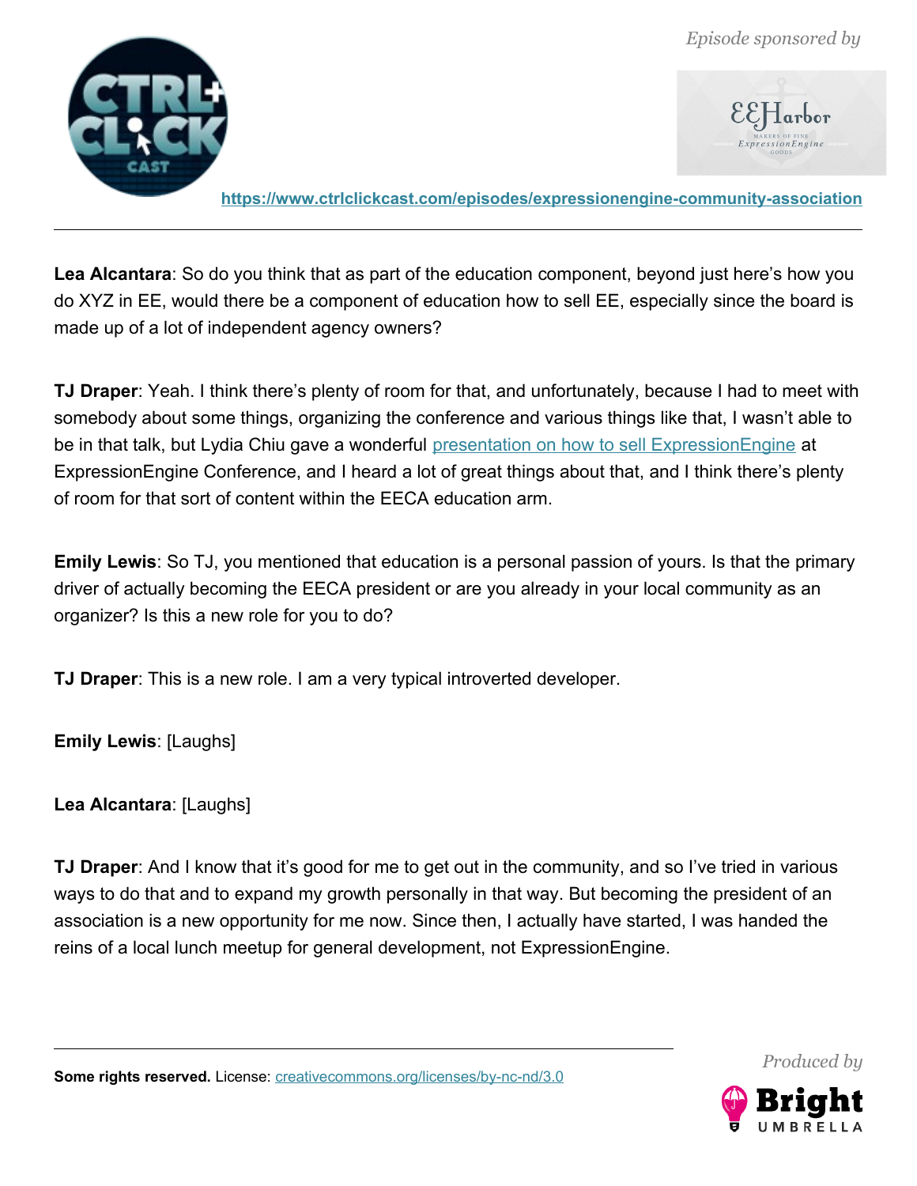**Lea Alcantara**: So do you think that as part of the education component, beyond just here's how you do XYZ in EE, would there be a component of education how to sell EE, especially since the board is made up of a lot of independent agency owners?

**TJ Draper**: Yeah. I think there's plenty of room for that, and unfortunately, because I had to meet with somebody about some things, organizing the conference and various things like that, I wasn't able to be in that talk, but Lydia Chiu gave a wonderful presentation on how to sell ExpressionEngine at ExpressionEngine Conference, and I heard a lot of great things about that, and I think there's plenty of room for that sort of content within the EECA education arm.

**Emily Lewis**: So TJ, you mentioned that education is a personal passion of yours. Is that the primary driver of actually becoming the EECA president or are you already in your local community as an organizer? Is this a new role for you to do?

**TJ Draper**: This is a new role. I am a very typical introverted developer.

**Emily Lewis**: [Laughs]

**Lea Alcantara**: [Laughs]

**TJ Draper**: And I know that it's good for me to get out in the community, and so I've tried in various ways to do that and to expand my growth personally in that way. But becoming the president of an association is a new opportunity for me now. Since then, I actually have started, I was handed the reins of a local lunch meetup for general development, not ExpressionEngine.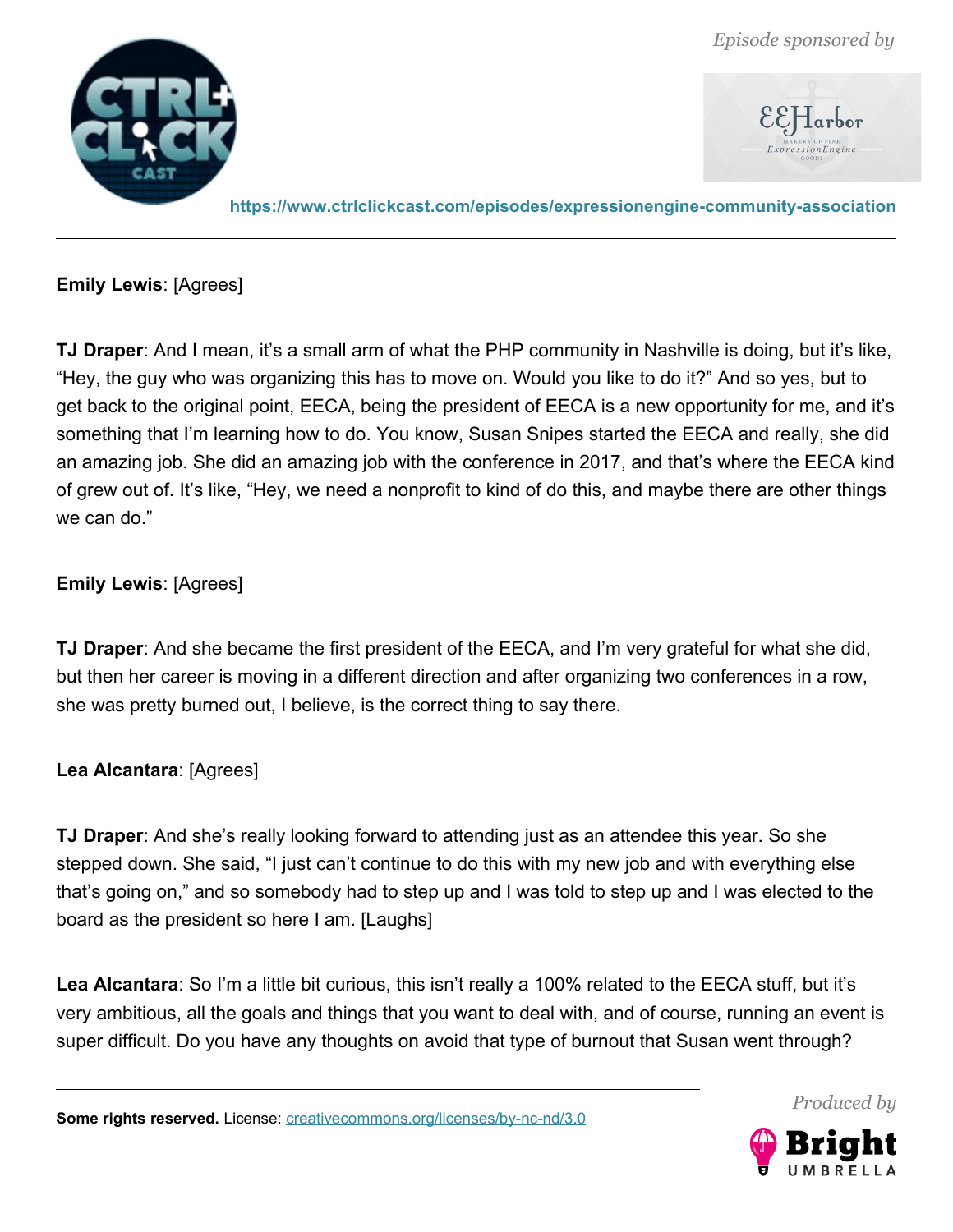**Emily Lewis**: [Agrees]

**TJ Draper**: And I mean, it's a small arm of what the PHP community in Nashville is doing, but it's like, "Hey, the guy who was organizing this has to move on. Would you like to do it?" And so yes, but to get back to the original point, EECA, being the president of EECA is a new opportunity for me, and it's something that I'm learning how to do. You know, Susan Snipes started the EECA and really, she did an amazing job. She did an amazing job with the conference in 2017, and that's where the EECA kind of grew out of. It's like, "Hey, we need a nonprofit to kind of do this, and maybe there are other things we can do."

**Emily Lewis**: [Agrees]

**TJ Draper**: And she became the first president of the EECA, and I'm very grateful for what she did, but then her career is moving in a different direction and after organizing two conferences in a row, she was pretty burned out, I believe, is the correct thing to say there.

**Lea Alcantara**: [Agrees]

**TJ Draper**: And she's really looking forward to attending just as an attendee this year. So she stepped down. She said, "I just can't continue to do this with my new job and with everything else that's going on," and so somebody had to step up and I was told to step up and I was elected to the board as the president so here I am. [Laughs]

**Lea Alcantara**: So I'm a little bit curious, this isn't really a 100% related to the EECA stuff, but it's very ambitious, all the goals and things that you want to deal with, and of course, running an event is super difficult. Do you have any thoughts on avoid that type of burnout that Susan went through?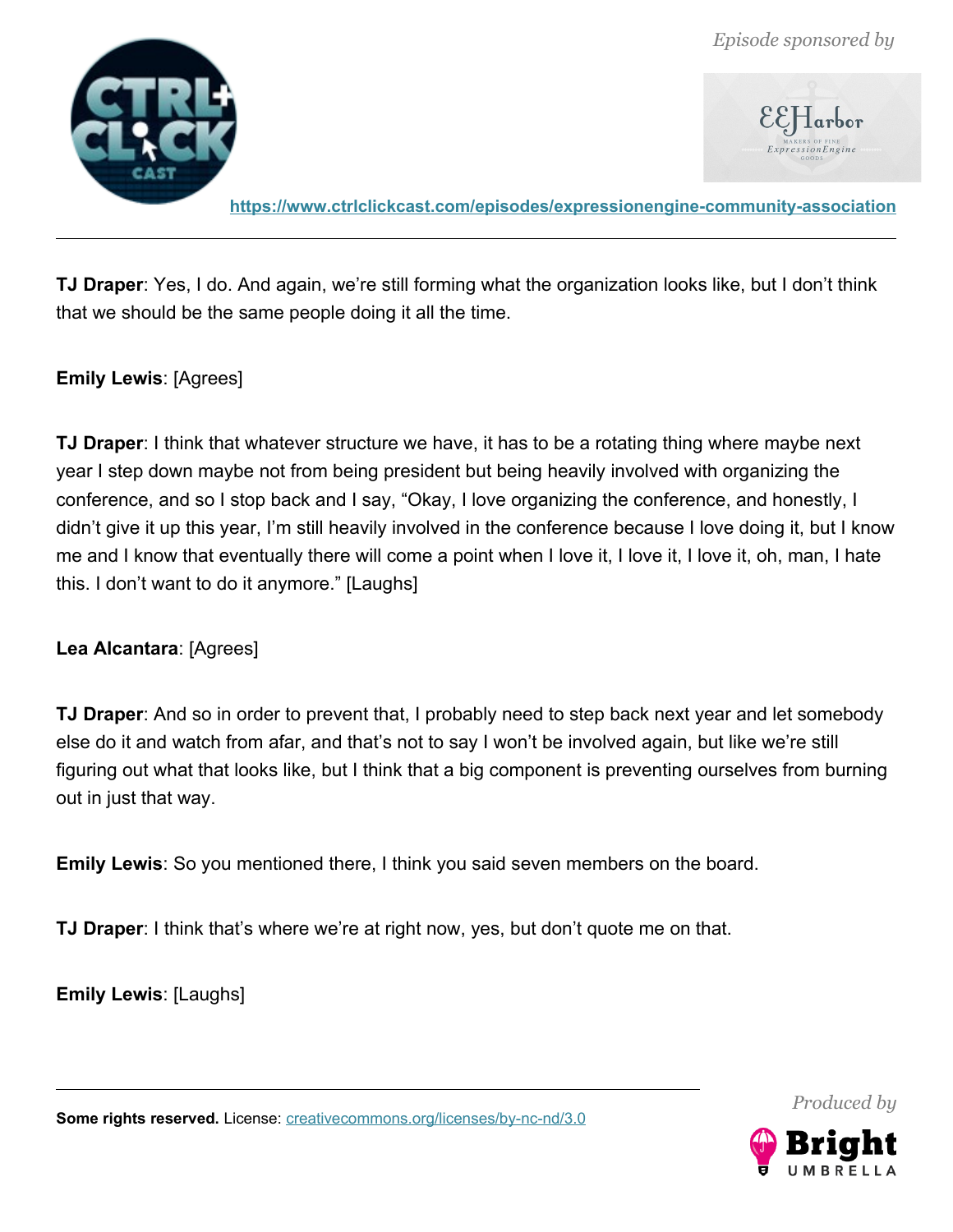**TJ Draper**: Yes, I do. And again, we're still forming what the organization looks like, but I don't think that we should be the same people doing it all the time.

**Emily Lewis**: [Agrees]

**TJ Draper**: I think that whatever structure we have, it has to be a rotating thing where maybe next year I step down maybe not from being president but being heavily involved with organizing the conference, and so I stop back and I say, "Okay, I love organizing the conference, and honestly, I didn't give it up this year, I'm still heavily involved in the conference because I love doing it, but I know me and I know that eventually there will come a point when I love it, I love it, I love it, oh, man, I hate this. I don't want to do it anymore." [Laughs]

**Lea Alcantara**: [Agrees]

**TJ Draper**: And so in order to prevent that, I probably need to step back next year and let somebody else do it and watch from afar, and that's not to say I won't be involved again, but like we're still figuring out what that looks like, but I think that a big component is preventing ourselves from burning out in just that way.

**Emily Lewis**: So you mentioned there, I think you said seven members on the board.

**TJ Draper**: I think that's where we're at right now, yes, but don't quote me on that.

**Emily Lewis**: [Laughs]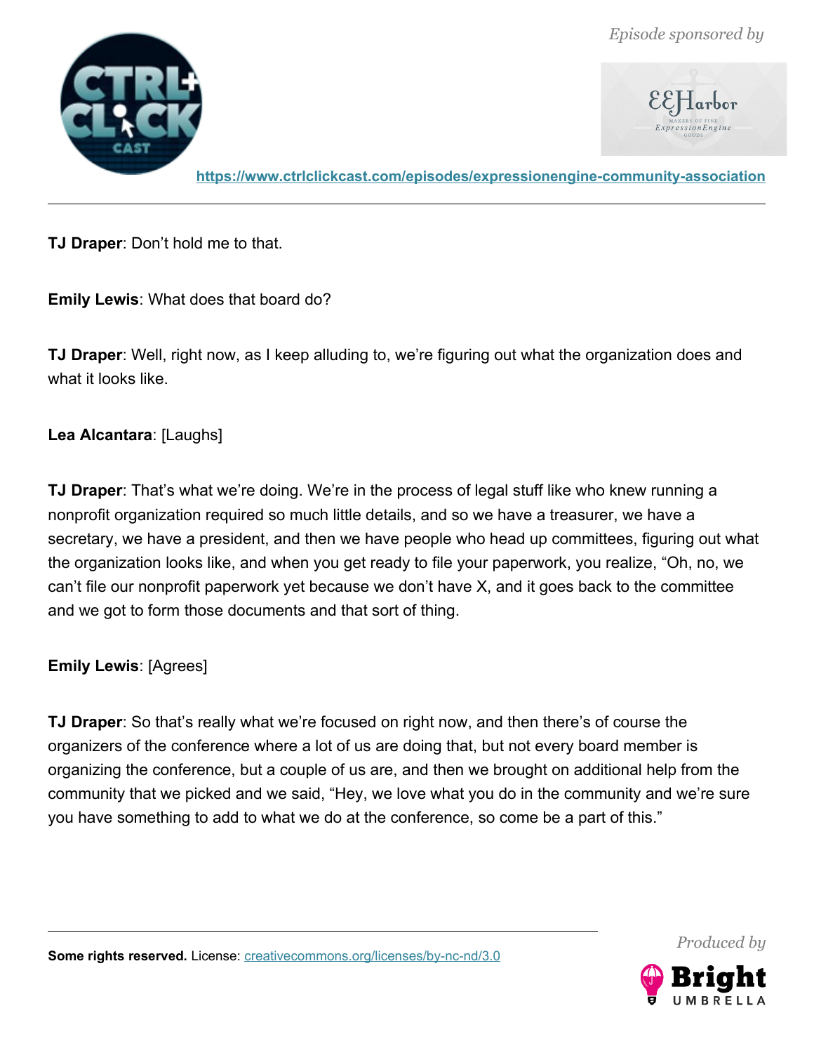**TJ Draper**: Don't hold me to that.

**Emily Lewis**: What does that board do?

**TJ Draper**: Well, right now, as I keep alluding to, we're figuring out what the organization does and what it looks like.

**Lea Alcantara**: [Laughs]

**TJ Draper**: That's what we're doing. We're in the process of legal stuff like who knew running a nonprofit organization required so much little details, and so we have a treasurer, we have a secretary, we have a president, and then we have people who head up committees, figuring out what the organization looks like, and when you get ready to file your paperwork, you realize, "Oh, no, we can't file our nonprofit paperwork yet because we don't have X, and it goes back to the committee and we got to form those documents and that sort of thing.

**Emily Lewis**: [Agrees]

**TJ Draper**: So that's really what we're focused on right now, and then there's of course the organizers of the conference where a lot of us are doing that, but not every board member is organizing the conference, but a couple of us are, and then we brought on additional help from the community that we picked and we said, "Hey, we love what you do in the community and we're sure you have something to add to what we do at the conference, so come be a part of this."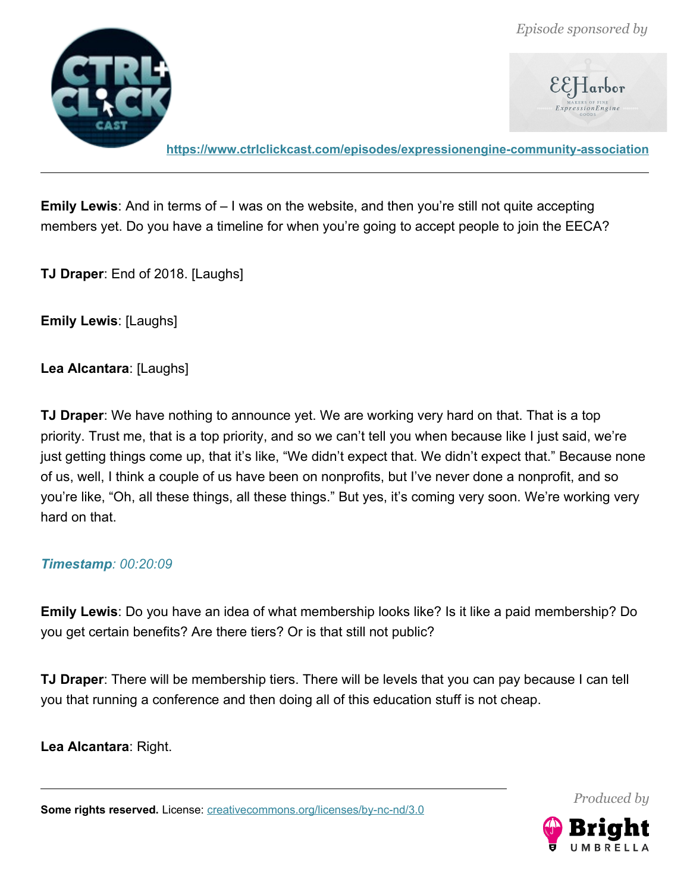**Emily Lewis**: And in terms of – I was on the website, and then you're still not quite accepting members yet. Do you have a timeline for when you're going to accept people to join the EECA?

**TJ Draper**: End of 2018. [Laughs]

**Emily Lewis**: [Laughs]

**Lea Alcantara**: [Laughs]

**TJ Draper**: We have nothing to announce yet. We are working very hard on that. That is a top priority. Trust me, that is a top priority, and so we can't tell you when because like I just said, we're just getting things come up, that it's like, "We didn't expect that. We didn't expect that." Because none of us, well, I think a couple of us have been on nonprofits, but I've never done a nonprofit, and so you're like, "Oh, all these things, all these things." But yes, it's coming very soon. We're working very hard on that.

***Timestamp**: 00:20:09*

**Emily Lewis**: Do you have an idea of what membership looks like? Is it like a paid membership? Do you get certain benefits? Are there tiers? Or is that still not public?

**TJ Draper**: There will be membership tiers. There will be levels that you can pay because I can tell you that running a conference and then doing all of this education stuff is not cheap.

**Lea Alcantara**: Right.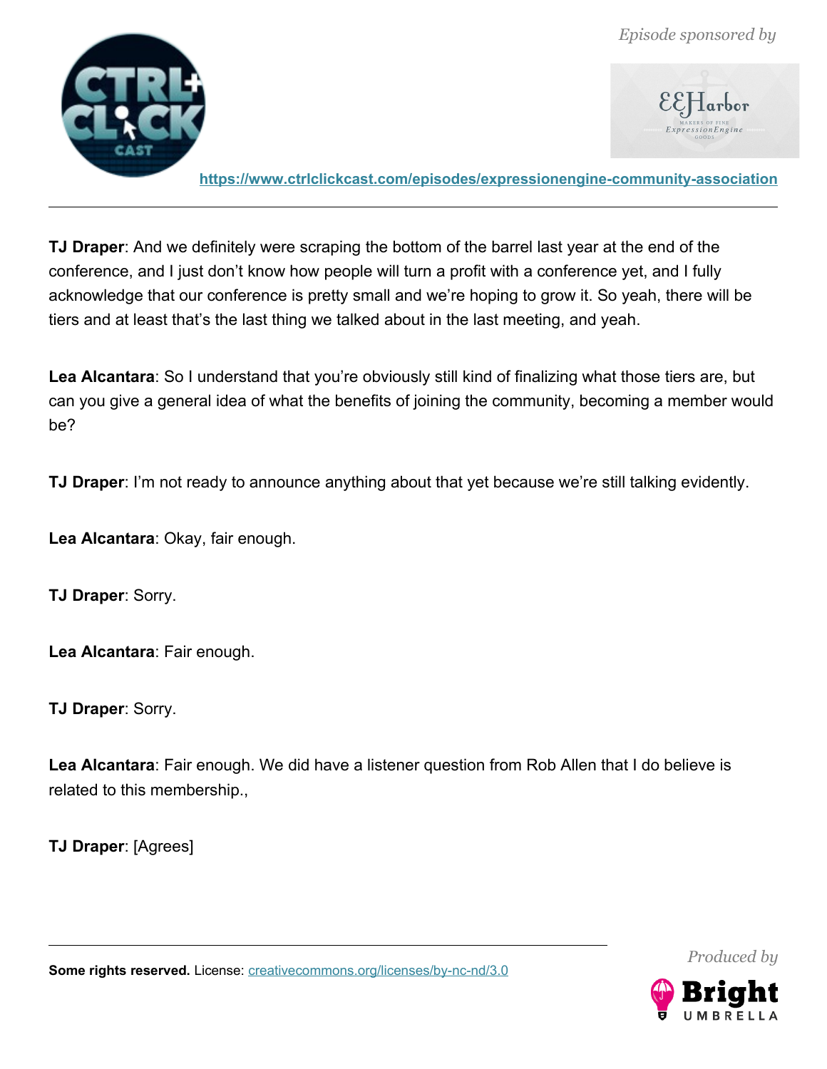**TJ Draper**: And we definitely were scraping the bottom of the barrel last year at the end of the conference, and I just don't know how people will turn a profit with a conference yet, and I fully acknowledge that our conference is pretty small and we're hoping to grow it. So yeah, there will be tiers and at least that's the last thing we talked about in the last meeting, and yeah.

**Lea Alcantara**: So I understand that you're obviously still kind of finalizing what those tiers are, but can you give a general idea of what the benefits of joining the community, becoming a member would be?

**TJ Draper**: I'm not ready to announce anything about that yet because we're still talking evidently.

**Lea Alcantara**: Okay, fair enough.

**TJ Draper**: Sorry.

**Lea Alcantara**: Fair enough.

**TJ Draper**: Sorry.

**Lea Alcantara**: Fair enough. We did have a listener question from Rob Allen that I do believe is related to this membership.,

**TJ Draper**: [Agrees]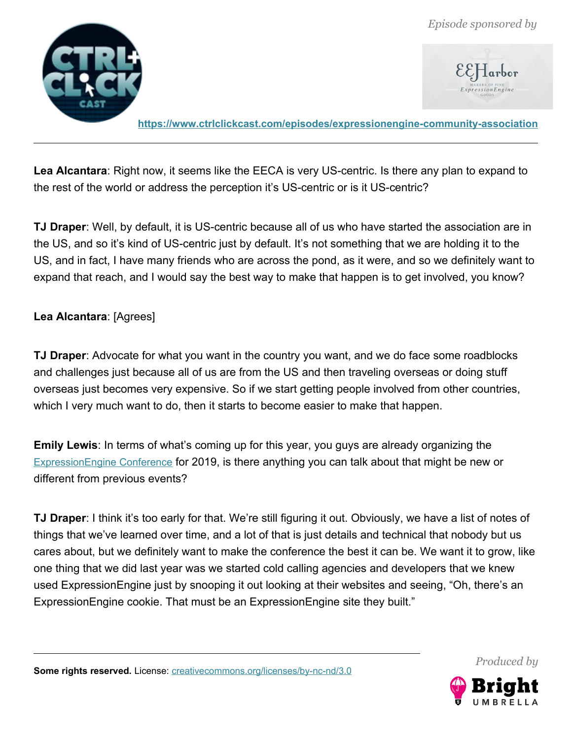**Lea Alcantara**: Right now, it seems like the EECA is very US-centric. Is there any plan to expand to the rest of the world or address the perception it's US-centric or is it US-centric?

**TJ Draper**: Well, by default, it is US-centric because all of us who have started the association are in the US, and so it's kind of US-centric just by default. It's not something that we are holding it to the US, and in fact, I have many friends who are across the pond, as it were, and so we definitely want to expand that reach, and I would say the best way to make that happen is to get involved, you know?

**Lea Alcantara**: [Agrees]

**TJ Draper**: Advocate for what you want in the country you want, and we do face some roadblocks and challenges just because all of us are from the US and then traveling overseas or doing stuff overseas just becomes very expensive. So if we start getting people involved from other countries, which I very much want to do, then it starts to become easier to make that happen.

**Emily Lewis**: In terms of what's coming up for this year, you guys are already organizing the ExpressionEngine Conference for 2019, is there anything you can talk about that might be new or different from previous events?

**TJ Draper**: I think it's too early for that. We're still figuring it out. Obviously, we have a list of notes of things that we've learned over time, and a lot of that is just details and technical that nobody but us cares about, but we definitely want to make the conference the best it can be. We want it to grow, like one thing that we did last year was we started cold calling agencies and developers that we knew used ExpressionEngine just by snooping it out looking at their websites and seeing, "Oh, there's an ExpressionEngine cookie. That must be an ExpressionEngine site they built."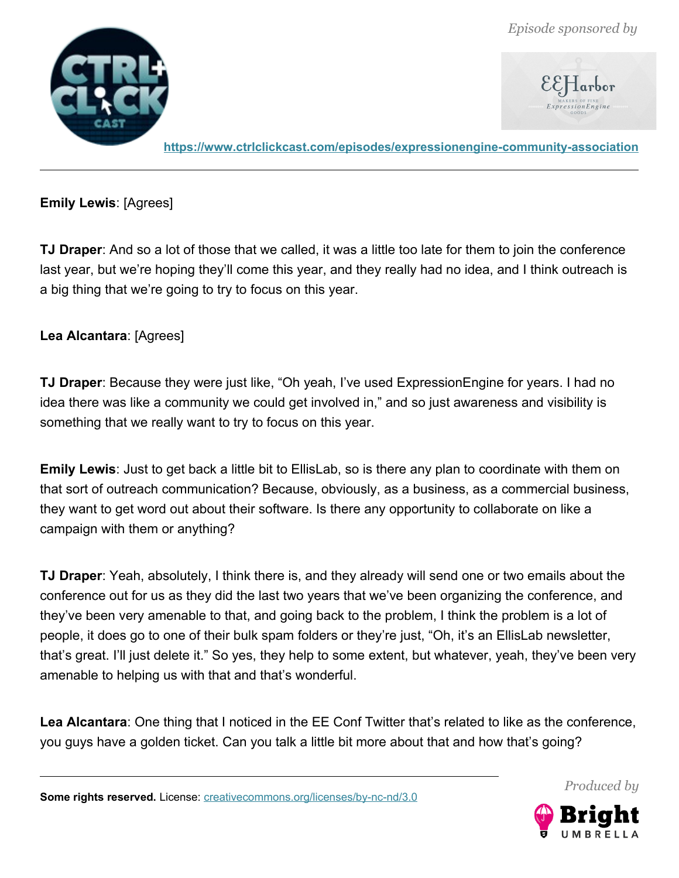**Emily Lewis**: [Agrees]

**TJ Draper**: And so a lot of those that we called, it was a little too late for them to join the conference last year, but we're hoping they'll come this year, and they really had no idea, and I think outreach is a big thing that we're going to try to focus on this year.

**Lea Alcantara**: [Agrees]

**TJ Draper**: Because they were just like, "Oh yeah, I've used ExpressionEngine for years. I had no idea there was like a community we could get involved in," and so just awareness and visibility is something that we really want to try to focus on this year.

**Emily Lewis**: Just to get back a little bit to EllisLab, so is there any plan to coordinate with them on that sort of outreach communication? Because, obviously, as a business, as a commercial business, they want to get word out about their software. Is there any opportunity to collaborate on like a campaign with them or anything?

**TJ Draper**: Yeah, absolutely, I think there is, and they already will send one or two emails about the conference out for us as they did the last two years that we've been organizing the conference, and they've been very amenable to that, and going back to the problem, I think the problem is a lot of people, it does go to one of their bulk spam folders or they're just, "Oh, it's an EllisLab newsletter, that's great. I'll just delete it." So yes, they help to some extent, but whatever, yeah, they've been very amenable to helping us with that and that's wonderful.

**Lea Alcantara**: One thing that I noticed in the EE Conf Twitter that's related to like as the conference, you guys have a golden ticket. Can you talk a little bit more about that and how that's going?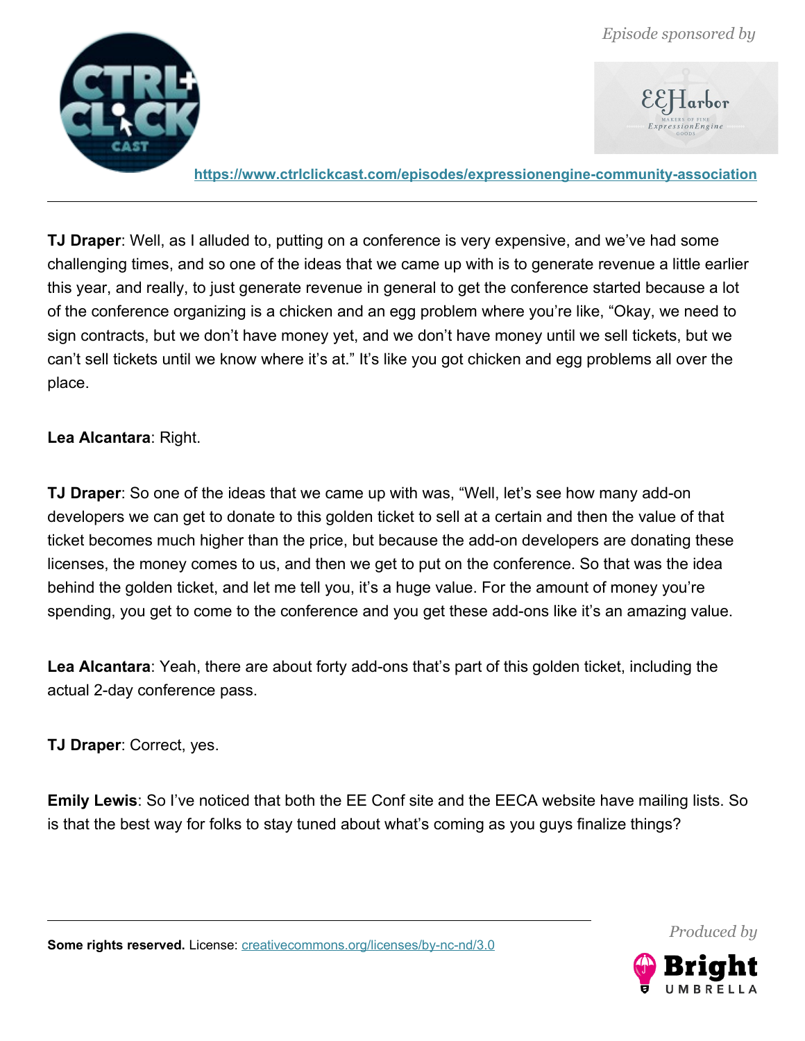**TJ Draper**: Well, as I alluded to, putting on a conference is very expensive, and we've had some challenging times, and so one of the ideas that we came up with is to generate revenue a little earlier this year, and really, to just generate revenue in general to get the conference started because a lot of the conference organizing is a chicken and an egg problem where you're like, "Okay, we need to sign contracts, but we don't have money yet, and we don't have money until we sell tickets, but we can't sell tickets until we know where it's at." It's like you got chicken and egg problems all over the place.

**Lea Alcantara**: Right.

**TJ Draper**: So one of the ideas that we came up with was, "Well, let's see how many add-on developers we can get to donate to this golden ticket to sell at a certain and then the value of that ticket becomes much higher than the price, but because the add-on developers are donating these licenses, the money comes to us, and then we get to put on the conference. So that was the idea behind the golden ticket, and let me tell you, it's a huge value. For the amount of money you're spending, you get to come to the conference and you get these add-ons like it's an amazing value.

**Lea Alcantara**: Yeah, there are about forty add-ons that's part of this golden ticket, including the actual 2-day conference pass.

**TJ Draper**: Correct, yes.

**Emily Lewis**: So I've noticed that both the EE Conf site and the EECA website have mailing lists. So is that the best way for folks to stay tuned about what's coming as you guys finalize things?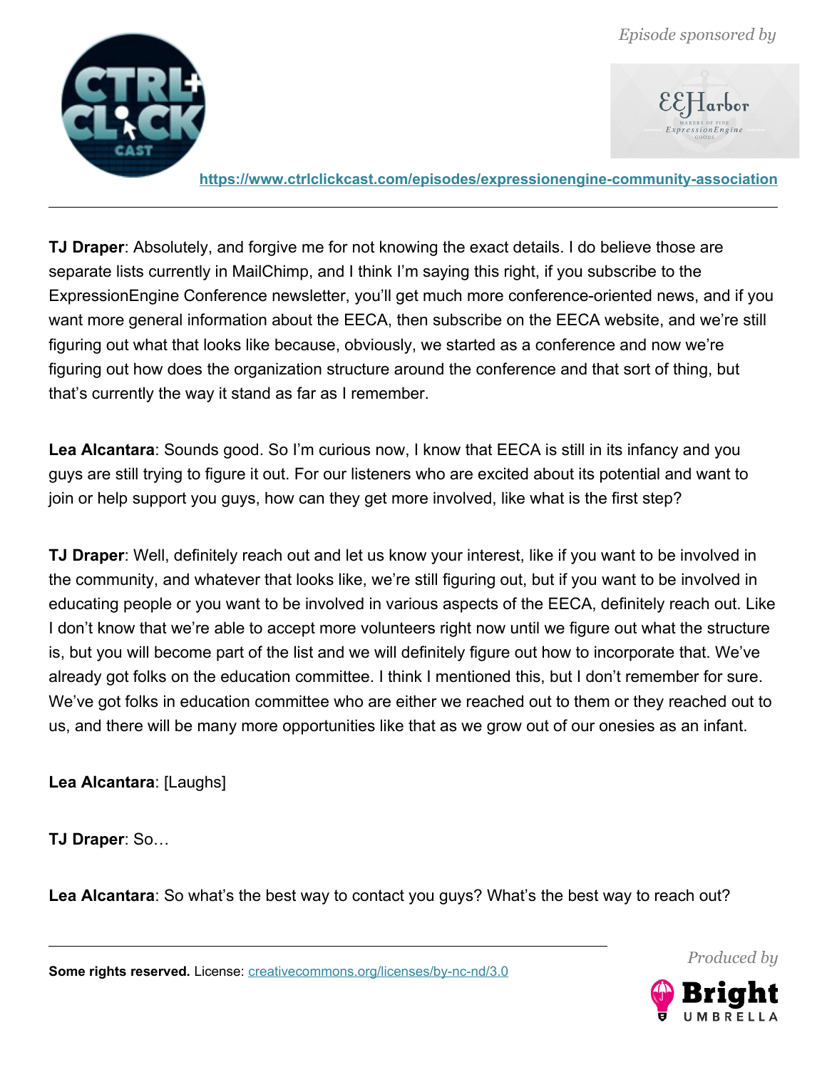**TJ Draper**: Absolutely, and forgive me for not knowing the exact details. I do believe those are separate lists currently in MailChimp, and I think I'm saying this right, if you subscribe to the ExpressionEngine Conference newsletter, you'll get much more conference-oriented news, and if you want more general information about the EECA, then subscribe on the EECA website, and we're still figuring out what that looks like because, obviously, we started as a conference and now we're figuring out how does the organization structure around the conference and that sort of thing, but that's currently the way it stand as far as I remember.

**Lea Alcantara**: Sounds good. So I'm curious now, I know that EECA is still in its infancy and you guys are still trying to figure it out. For our listeners who are excited about its potential and want to join or help support you guys, how can they get more involved, like what is the first step?

**TJ Draper**: Well, definitely reach out and let us know your interest, like if you want to be involved in the community, and whatever that looks like, we're still figuring out, but if you want to be involved in educating people or you want to be involved in various aspects of the EECA, definitely reach out. Like I don't know that we're able to accept more volunteers right now until we figure out what the structure is, but you will become part of the list and we will definitely figure out how to incorporate that. We've already got folks on the education committee. I think I mentioned this, but I don't remember for sure. We've got folks in education committee who are either we reached out to them or they reached out to us, and there will be many more opportunities like that as we grow out of our onesies as an infant.

**Lea Alcantara**: [Laughs]

**TJ Draper**: So…

**Lea Alcantara**: So what's the best way to contact you guys? What's the best way to reach out?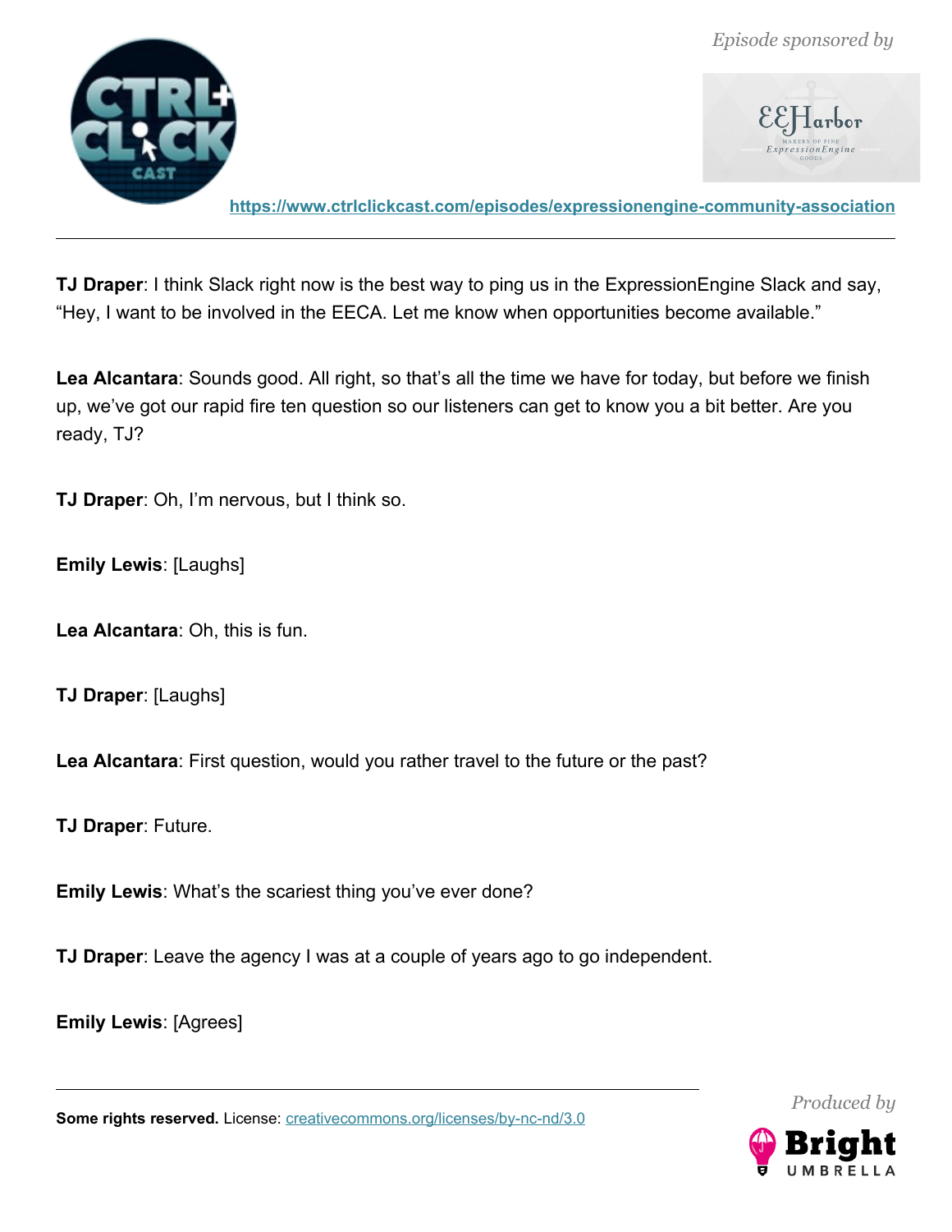**TJ Draper**: I think Slack right now is the best way to ping us in the ExpressionEngine Slack and say, "Hey, I want to be involved in the EECA. Let me know when opportunities become available."

**Lea Alcantara**: Sounds good. All right, so that's all the time we have for today, but before we finish up, we've got our rapid fire ten question so our listeners can get to know you a bit better. Are you ready, TJ?

**TJ Draper**: Oh, I'm nervous, but I think so.

**Emily Lewis**: [Laughs]

**Lea Alcantara**: Oh, this is fun.

**TJ Draper**: [Laughs]

**Lea Alcantara**: First question, would you rather travel to the future or the past?

**TJ Draper**: Future.

**Emily Lewis**: What's the scariest thing you've ever done?

**TJ Draper**: Leave the agency I was at a couple of years ago to go independent.

**Emily Lewis**: [Agrees]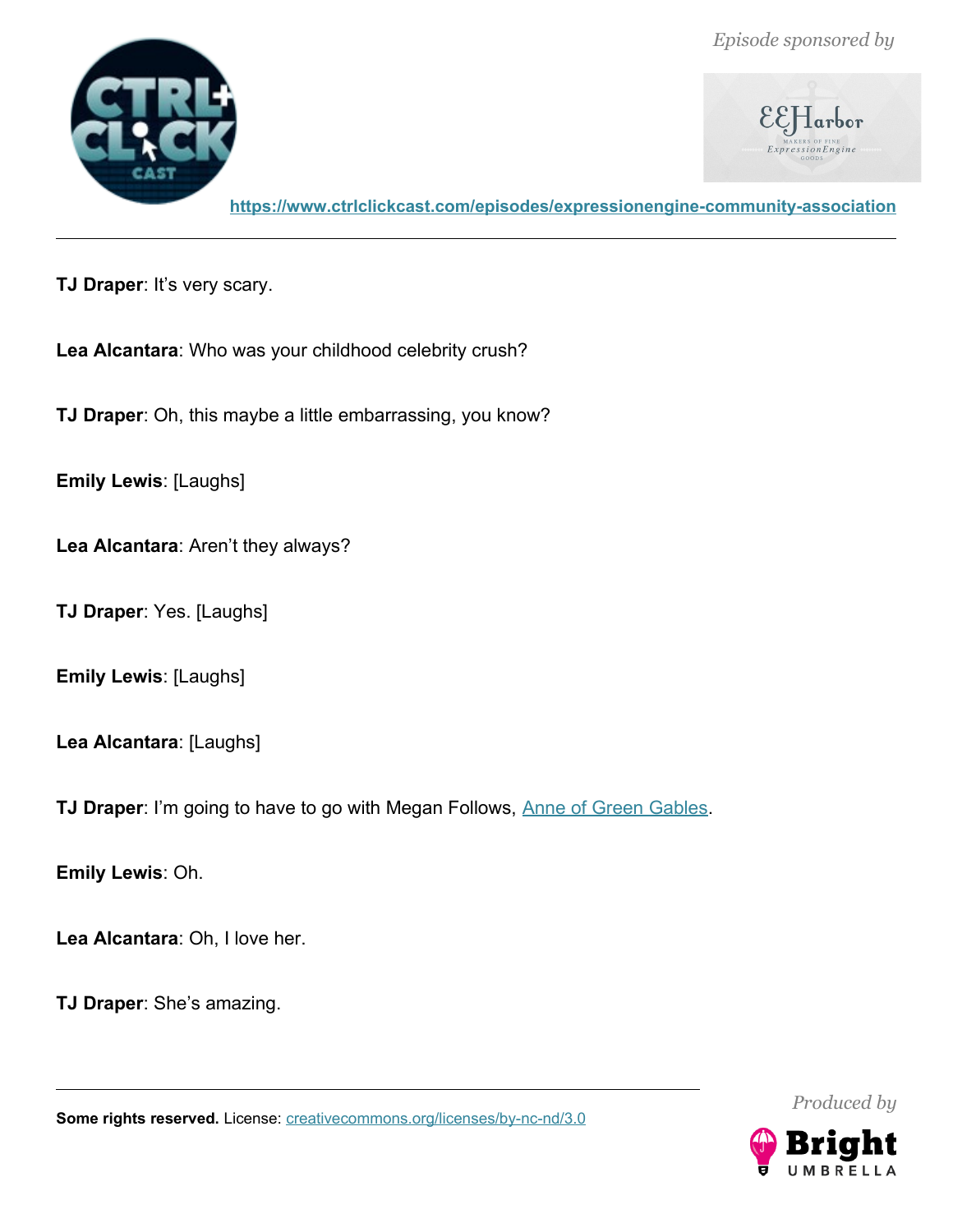**TJ Draper**: It's very scary.

**Lea Alcantara**: Who was your childhood celebrity crush?

**TJ Draper**: Oh, this maybe a little embarrassing, you know?

**Emily Lewis**: [Laughs]

**Lea Alcantara**: Aren't they always?

**TJ Draper**: Yes. [Laughs]

**Emily Lewis**: [Laughs]

**Lea Alcantara**: [Laughs]

**TJ Draper**: I'm going to have to go with Megan Follows, Anne of Green Gables.

**Emily Lewis**: Oh.

**Lea Alcantara**: Oh, I love her.

**TJ Draper**: She's amazing.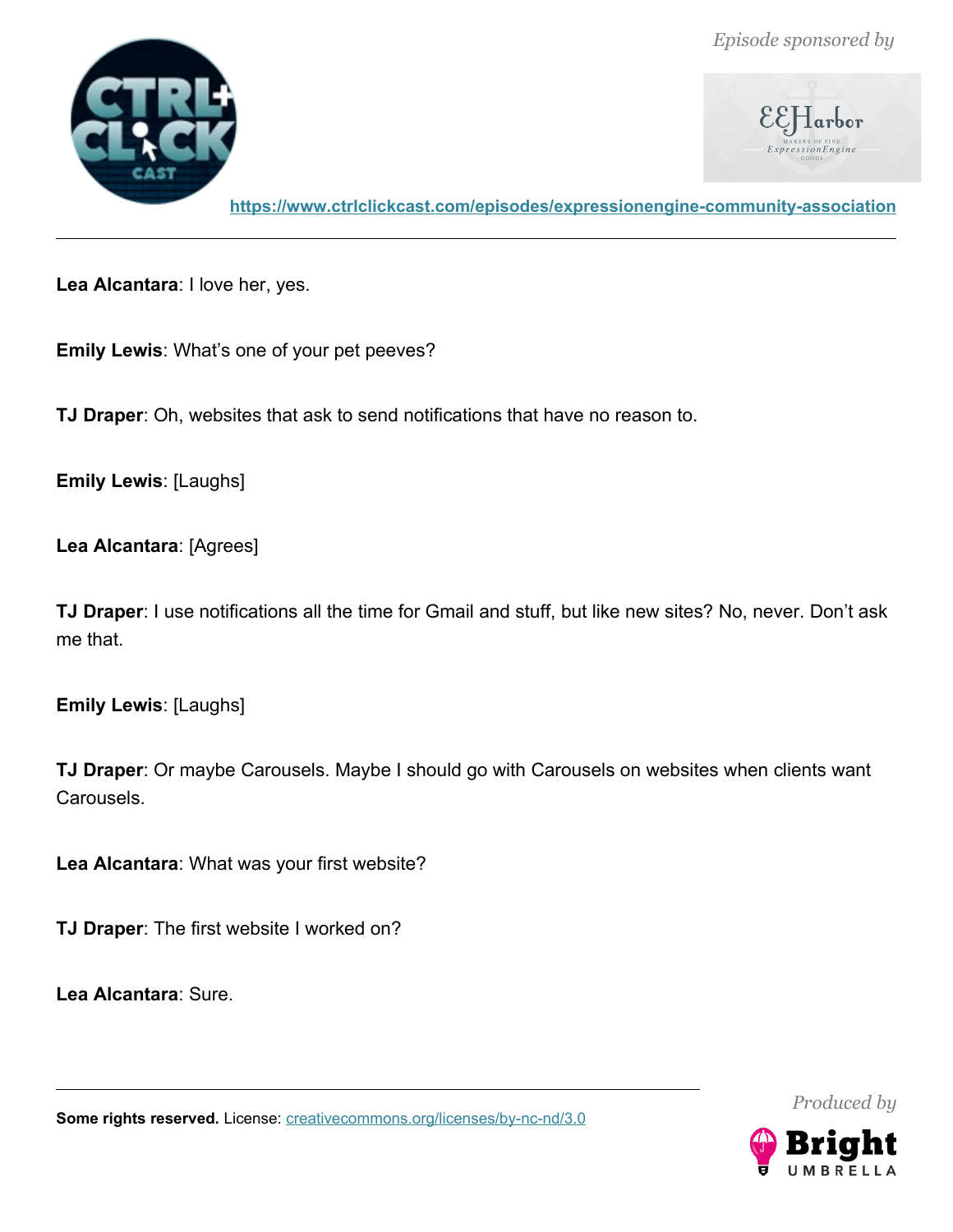**Lea Alcantara**: I love her, yes.

**Emily Lewis**: What's one of your pet peeves?

**TJ Draper**: Oh, websites that ask to send notifications that have no reason to.

**Emily Lewis**: [Laughs]

**Lea Alcantara**: [Agrees]

**TJ Draper**: I use notifications all the time for Gmail and stuff, but like new sites? No, never. Don't ask me that.

**Emily Lewis**: [Laughs]

**TJ Draper**: Or maybe Carousels. Maybe I should go with Carousels on websites when clients want Carousels.

**Lea Alcantara**: What was your first website?

**TJ Draper**: The first website I worked on?

**Lea Alcantara**: Sure.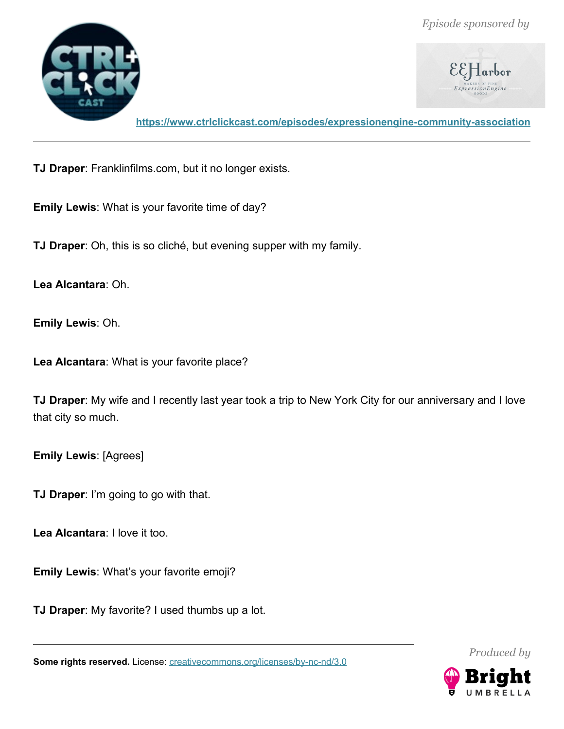**TJ Draper**: Franklinfilms.com, but it no longer exists.

**Emily Lewis**: What is your favorite time of day?

**TJ Draper**: Oh, this is so cliché, but evening supper with my family.

**Lea Alcantara**: Oh.

**Emily Lewis**: Oh.

**Lea Alcantara**: What is your favorite place?

**TJ Draper**: My wife and I recently last year took a trip to New York City for our anniversary and I love that city so much.

**Emily Lewis**: [Agrees]

**TJ Draper**: I'm going to go with that.

**Lea Alcantara**: I love it too.

**Emily Lewis**: What's your favorite emoji?

**TJ Draper**: My favorite? I used thumbs up a lot.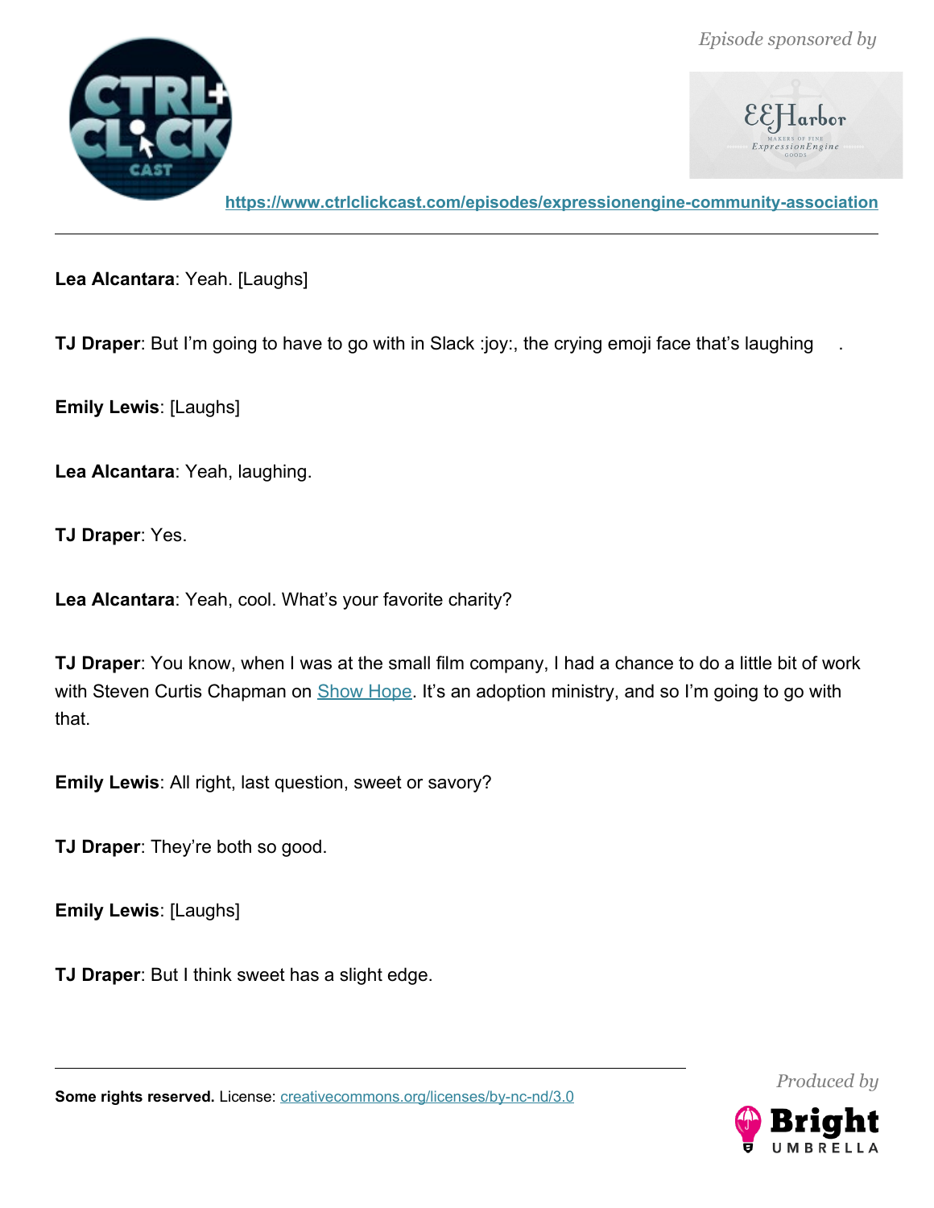**Lea Alcantara**: Yeah. [Laughs]

**TJ Draper**: But I'm going to have to go with in Slack :joy:, the crying emoji face that's laughing .

**Emily Lewis**: [Laughs]

**Lea Alcantara**: Yeah, laughing.

**TJ Draper**: Yes.

**Lea Alcantara**: Yeah, cool. What's your favorite charity?

**TJ Draper**: You know, when I was at the small film company, I had a chance to do a little bit of work with Steven Curtis Chapman on Show Hope. It's an adoption ministry, and so I'm going to go with that.

**Emily Lewis**: All right, last question, sweet or savory?

**TJ Draper**: They're both so good.

**Emily Lewis**: [Laughs]

**TJ Draper**: But I think sweet has a slight edge.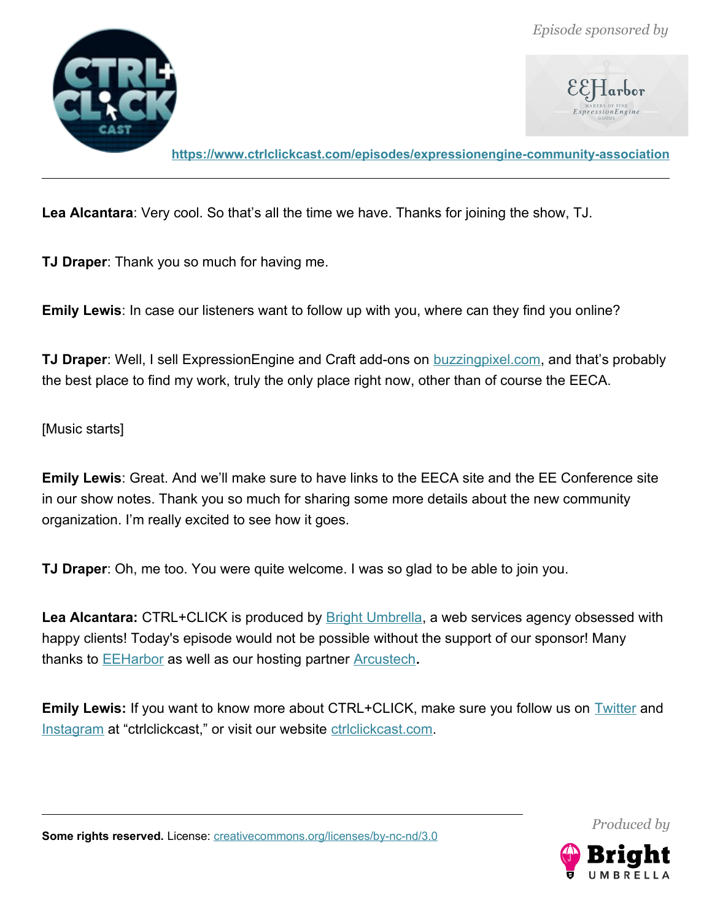**Lea Alcantara**: Very cool. So that's all the time we have. Thanks for joining the show, TJ.

**TJ Draper**: Thank you so much for having me.

**Emily Lewis**: In case our listeners want to follow up with you, where can they find you online?

**TJ Draper**: Well, I sell ExpressionEngine and Craft add-ons on buzzingpixel.com, and that's probably the best place to find my work, truly the only place right now, other than of course the EECA.

[Music starts]

**Emily Lewis**: Great. And we'll make sure to have links to the EECA site and the EE Conference site in our show notes. Thank you so much for sharing some more details about the new community organization. I'm really excited to see how it goes.

**TJ Draper**: Oh, me too. You were quite welcome. I was so glad to be able to join you.

**Lea Alcantara:** CTRL+CLICK is produced by Bright Umbrella, a web services agency obsessed with happy clients! Today's episode would not be possible without the support of our sponsor! Many thanks to EEHarbor as well as our hosting partner Arcustech**.**

**Emily Lewis:** If you want to know more about CTRL+CLICK, make sure you follow us on Twitter and Instagram at "ctrlclickcast," or visit our website ctrlclickcast.com.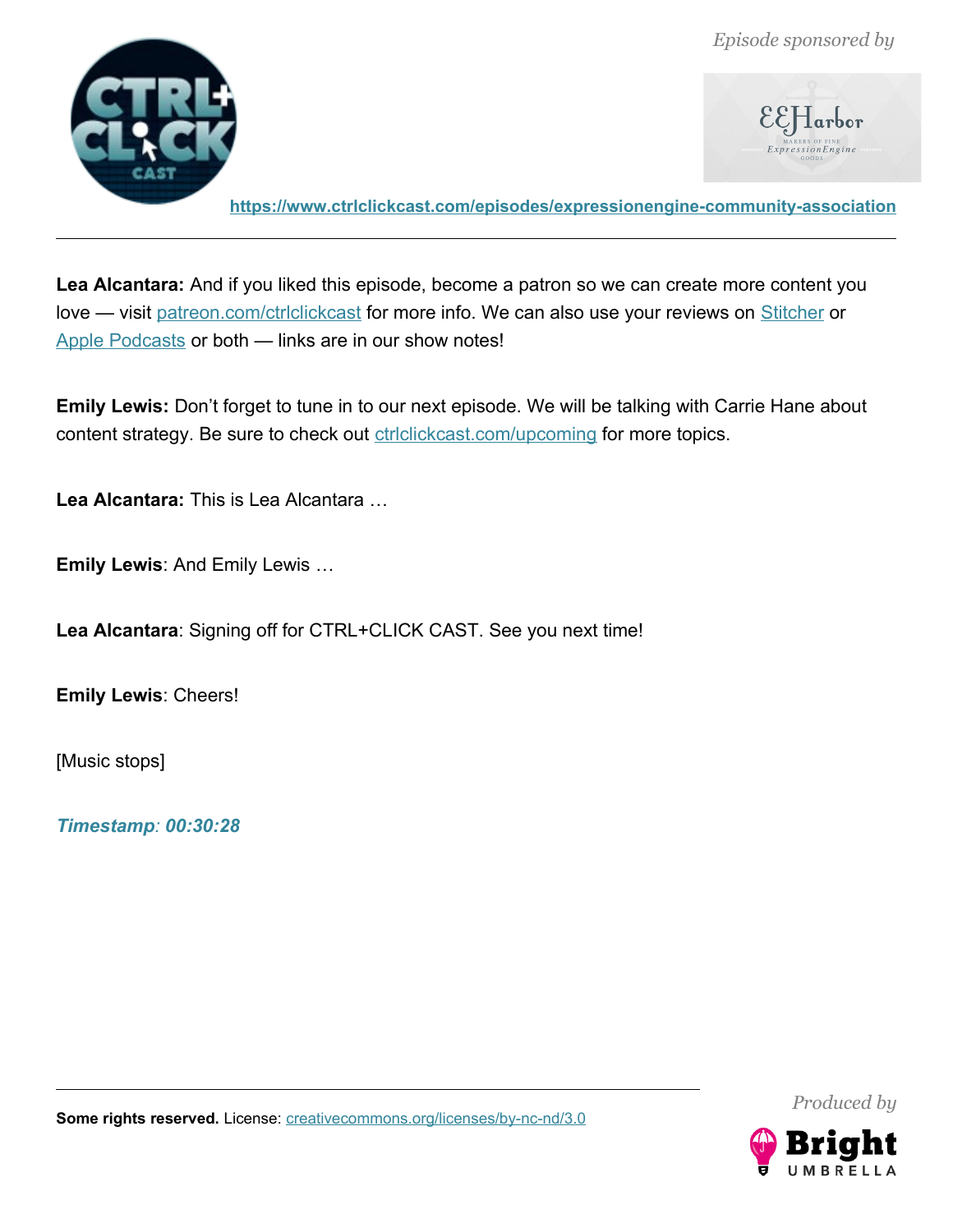**Lea Alcantara:** And if you liked this episode, become a patron so we can create more content you love — visit [patreon.com/ctrlclickcast](https://patreon.com/ctrlclickcast) for more info. We can also use your reviews on [Stitcher](#) or [Apple Podcasts](#) or both — links are in our show notes!

**Emily Lewis:** Don't forget to tune in to our next episode. We will be talking with Carrie Hane about content strategy. Be sure to check out [ctrlclickcast.com/upcoming](https://ctrlclickcast.com/upcoming) for more topics.

**Lea Alcantara:** This is Lea Alcantara …

**Emily Lewis**: And Emily Lewis …

**Lea Alcantara**: Signing off for CTRL+CLICK CAST. See you next time!

**Emily Lewis**: Cheers!

[Music stops]

***Timestamp**: 00:30:28*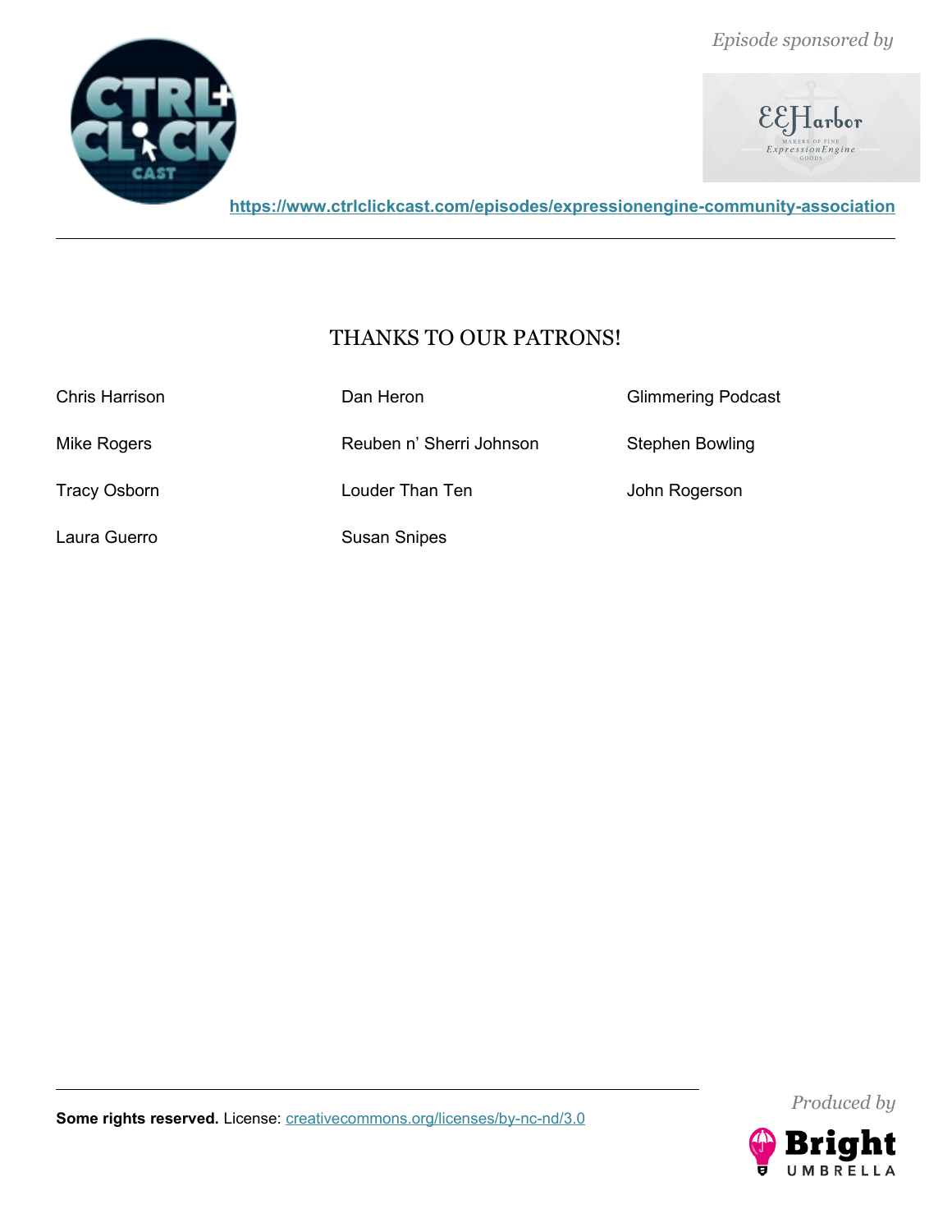*Episode sponsored by*

https://www.ctrlclickcast.com/episodes/expressionengine-community-association

---

## THANKS TO OUR PATRONS!

| | | |
|---|---|---|
| Chris Harrison | Dan Heron | Glimmering Podcast |
| Mike Rogers | Reuben n' Sherri Johnson | Stephen Bowling |
| Tracy Osborn | Louder Than Ten | John Rogerson |
| Laura Guerro | Susan Snipes | |

---

**Some rights reserved.** License: creativecommons.org/licenses/by-nc-nd/3.0

*Produced by*